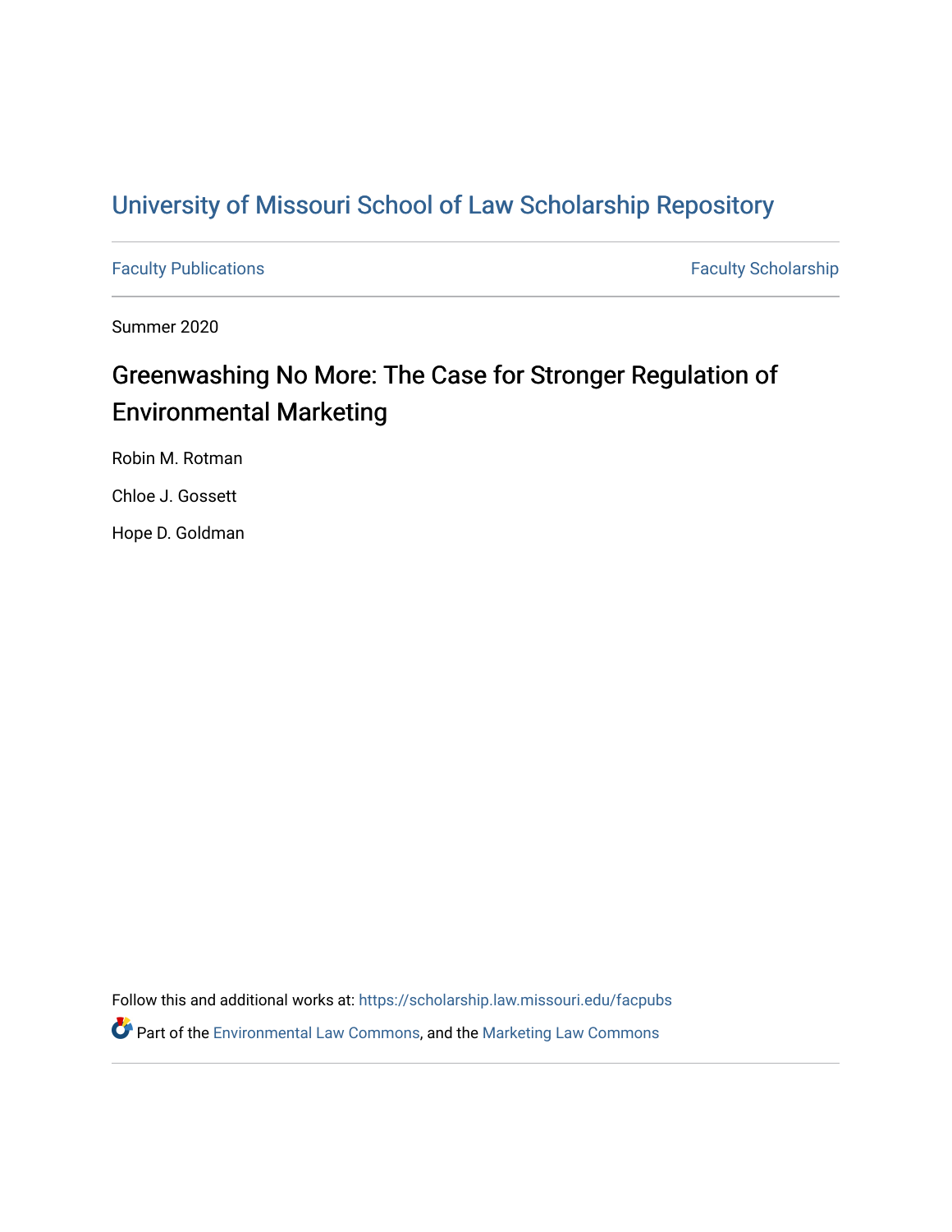University of Missouri School of Law Scholarship Repository

Faculty Publications | Faculty Scholarship

Summer 2020

# Greenwashing No More: The Case for Stronger Regulation of Environmental Marketing

Robin M. Rotman

Chloe J. Gossett

Hope D. Goldman

Follow this and additional works at: https://scholarship.law.missouri.edu/facpubs

Part of the Environmental Law Commons, and the Marketing Law Commons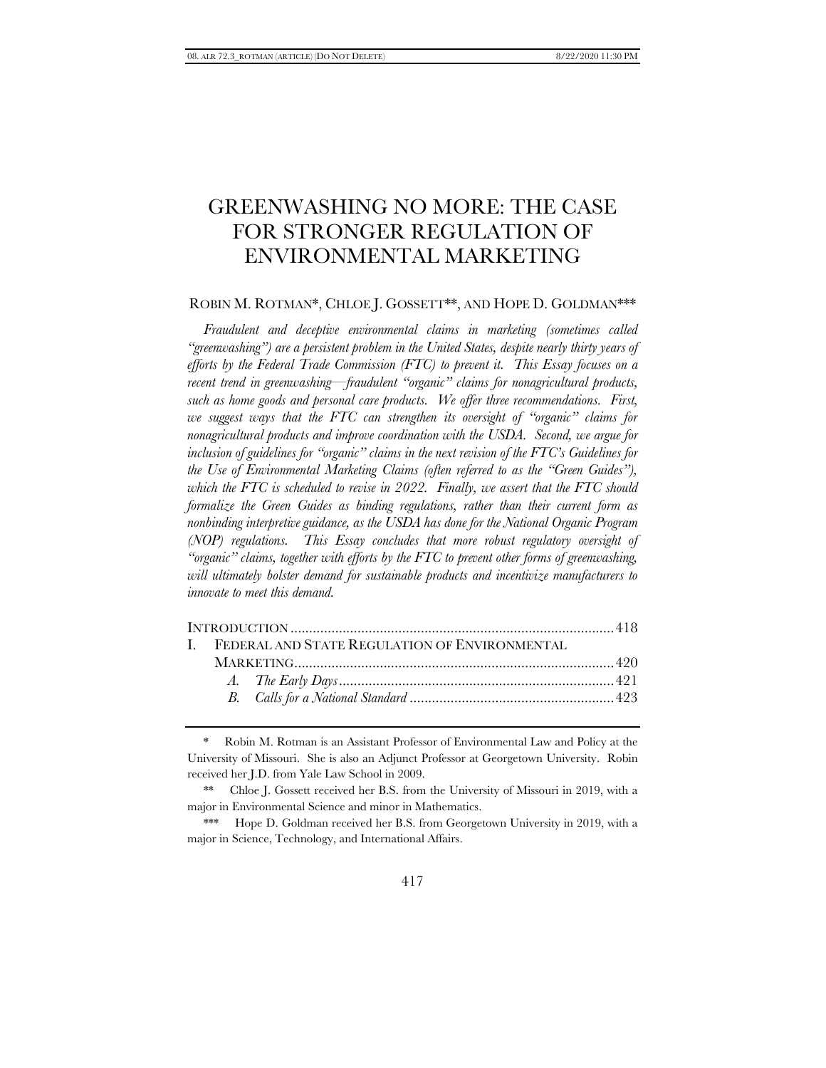# GREENWASHING NO MORE: THE CASE FOR STRONGER REGULATION OF ENVIRONMENTAL MARKETING

ROBIN M. ROTMAN*, CHLOE J. GOSSETT**, AND HOPE D. GOLDMAN***

*Fraudulent and deceptive environmental claims in marketing (sometimes called "greenwashing") are a persistent problem in the United States, despite nearly thirty years of efforts by the Federal Trade Commission (FTC) to prevent it. This Essay focuses on a recent trend in greenwashing—fraudulent "organic" claims for nonagricultural products, such as home goods and personal care products. We offer three recommendations. First, we suggest ways that the FTC can strengthen its oversight of "organic" claims for nonagricultural products and improve coordination with the USDA. Second, we argue for inclusion of guidelines for "organic" claims in the next revision of the FTC's Guidelines for the Use of Environmental Marketing Claims (often referred to as the "Green Guides"), which the FTC is scheduled to revise in 2022. Finally, we assert that the FTC should formalize the Green Guides as binding regulations, rather than their current form as nonbinding interpretive guidance, as the USDA has done for the National Organic Program (NOP) regulations. This Essay concludes that more robust regulatory oversight of "organic" claims, together with efforts by the FTC to prevent other forms of greenwashing, will ultimately bolster demand for sustainable products and incentivize manufacturers to innovate to meet this demand.*

INTRODUCTION ....................................................................................... 418
I. FEDERAL AND STATE REGULATION OF ENVIRONMENTAL MARKETING ....................................................................................... 420
   A. *The Early Days* ........................................................................... 421
   B. *Calls for a National Standard* ....................................................... 423

\* Robin M. Rotman is an Assistant Professor of Environmental Law and Policy at the University of Missouri. She is also an Adjunct Professor at Georgetown University. Robin received her J.D. from Yale Law School in 2009.

\*\* Chloe J. Gossett received her B.S. from the University of Missouri in 2019, with a major in Environmental Science and minor in Mathematics.

\*\*\* Hope D. Goldman received her B.S. from Georgetown University in 2019, with a major in Science, Technology, and International Affairs.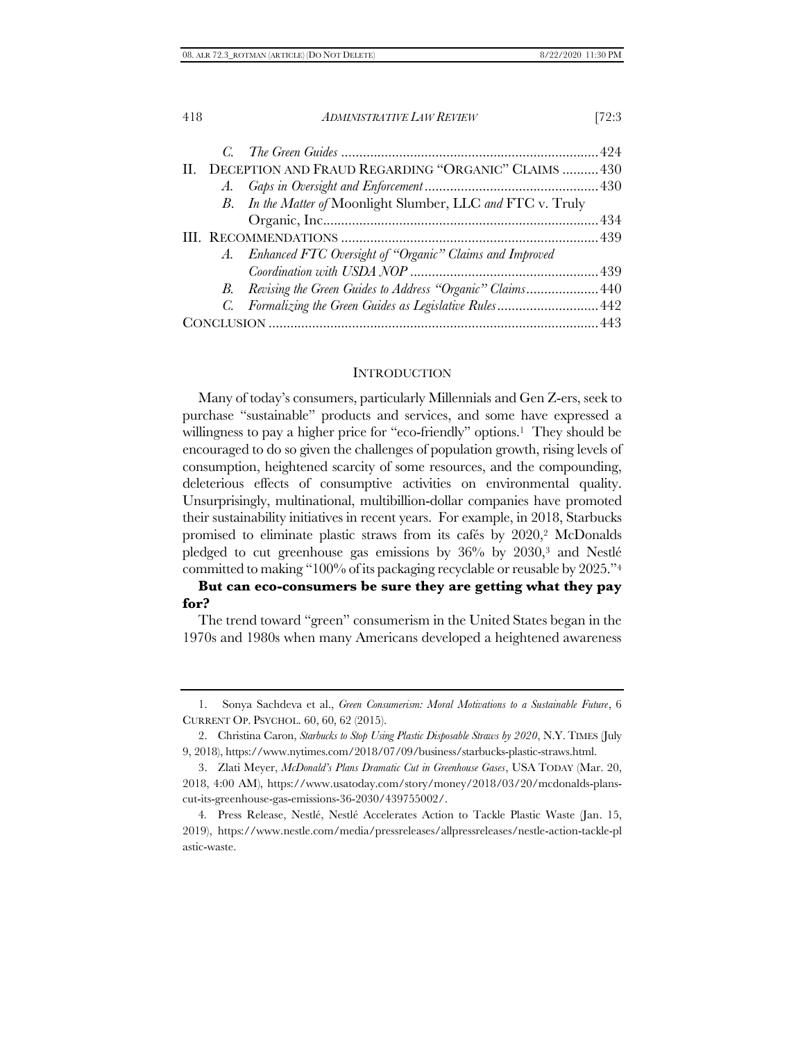C. *The Green Guides* ........................................................................ 424

II. DECEPTION AND FRAUD REGARDING "ORGANIC" CLAIMS .......... 430

A. *Gaps in Oversight and Enforcement* ................................................ 430

B. *In the Matter of* Moonlight Slumber, LLC *and* FTC v. Truly Organic, Inc. ........................................................................... 434

III. RECOMMENDATIONS ...................................................................... 439

A. *Enhanced FTC Oversight of "Organic" Claims and Improved Coordination with USDA NOP* ................................................... 439

B. *Revising the Green Guides to Address "Organic" Claims* .................... 440

C. *Formalizing the Green Guides as Legislative Rules* ............................ 442

CONCLUSION ........................................................................................ 443

## INTRODUCTION

Many of today's consumers, particularly Millennials and Gen Z-ers, seek to purchase "sustainable" products and services, and some have expressed a willingness to pay a higher price for "eco-friendly" options.[1] They should be encouraged to do so given the challenges of population growth, rising levels of consumption, heightened scarcity of some resources, and the compounding, deleterious effects of consumptive activities on environmental quality. Unsurprisingly, multinational, multibillion-dollar companies have promoted their sustainability initiatives in recent years. For example, in 2018, Starbucks promised to eliminate plastic straws from its cafés by 2020,[2] McDonalds pledged to cut greenhouse gas emissions by 36% by 2030,[3] and Nestlé committed to making "100% of its packaging recyclable or reusable by 2025."[4]

**But can eco-consumers be sure they are getting what they pay for?**

The trend toward "green" consumerism in the United States began in the 1970s and 1980s when many Americans developed a heightened awareness

---

1. Sonya Sachdeva et al., *Green Consumerism: Moral Motivations to a Sustainable Future*, 6 CURRENT OP. PSYCHOL. 60, 60, 62 (2015).

2. Christina Caron, *Starbucks to Stop Using Plastic Disposable Straws by 2020*, N.Y. TIMES (July 9, 2018), https://www.nytimes.com/2018/07/09/business/starbucks-plastic-straws.html.

3. Zlati Meyer, *McDonald's Plans Dramatic Cut in Greenhouse Gases*, USA TODAY (Mar. 20, 2018, 4:00 AM), https://www.usatoday.com/story/money/2018/03/20/mcdonalds-plans-cut-its-greenhouse-gas-emissions-36-2030/439755002/.

4. Press Release, Nestlé, Nestlé Accelerates Action to Tackle Plastic Waste (Jan. 15, 2019), https://www.nestle.com/media/pressreleases/allpressreleases/nestle-action-tackle-plastic-waste.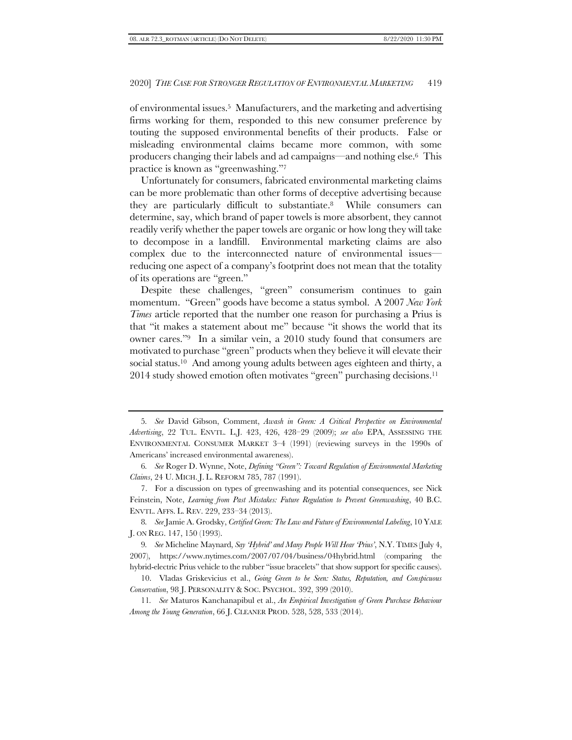of environmental issues.[5] Manufacturers, and the marketing and advertising firms working for them, responded to this new consumer preference by touting the supposed environmental benefits of their products. False or misleading environmental claims became more common, with some producers changing their labels and ad campaigns—and nothing else.[6] This practice is known as "greenwashing."[7]

Unfortunately for consumers, fabricated environmental marketing claims can be more problematic than other forms of deceptive advertising because they are particularly difficult to substantiate.[8] While consumers can determine, say, which brand of paper towels is more absorbent, they cannot readily verify whether the paper towels are organic or how long they will take to decompose in a landfill. Environmental marketing claims are also complex due to the interconnected nature of environmental issues—reducing one aspect of a company's footprint does not mean that the totality of its operations are "green."

Despite these challenges, "green" consumerism continues to gain momentum. "Green" goods have become a status symbol. A 2007 *New York Times* article reported that the number one reason for purchasing a Prius is that "it makes a statement about me" because "it shows the world that its owner cares."[9] In a similar vein, a 2010 study found that consumers are motivated to purchase "green" products when they believe it will elevate their social status.[10] And among young adults between ages eighteen and thirty, a 2014 study showed emotion often motivates "green" purchasing decisions.[11]

---

5. *See* David Gibson, Comment, *Awash in Green: A Critical Perspective on Environmental Advertising*, 22 TUL. ENVTL. L.J. 423, 426, 428–29 (2009); *see also* EPA, ASSESSING THE ENVIRONMENTAL CONSUMER MARKET 3–4 (1991) (reviewing surveys in the 1990s of Americans' increased environmental awareness).

6. *See* Roger D. Wynne, Note, *Defining "Green": Toward Regulation of Environmental Marketing Claims*, 24 U. MICH. J. L. REFORM 785, 787 (1991).

7. For a discussion on types of greenwashing and its potential consequences, see Nick Feinstein, Note, *Learning from Past Mistakes: Future Regulation to Prevent Greenwashing*, 40 B.C. ENVTL. AFFS. L. REV. 229, 233–34 (2013).

8. *See* Jamie A. Grodsky, *Certified Green: The Law and Future of Environmental Labeling*, 10 YALE J. ON REG. 147, 150 (1993).

9. *See* Micheline Maynard, *Say 'Hybrid' and Many People Will Hear 'Prius'*, N.Y. TIMES (July 4, 2007), https://www.nytimes.com/2007/07/04/business/04hybrid.html (comparing the hybrid-electric Prius vehicle to the rubber "issue bracelets" that show support for specific causes).

10. Vladas Griskevicius et al., *Going Green to be Seen: Status, Reputation, and Conspicuous Conservation*, 98 J. PERSONALITY & SOC. PSYCHOL. 392, 399 (2010).

11. *See* Maturos Kanchanapibul et al., *An Empirical Investigation of Green Purchase Behaviour Among the Young Generation*, 66 J. CLEANER PROD. 528, 528, 533 (2014).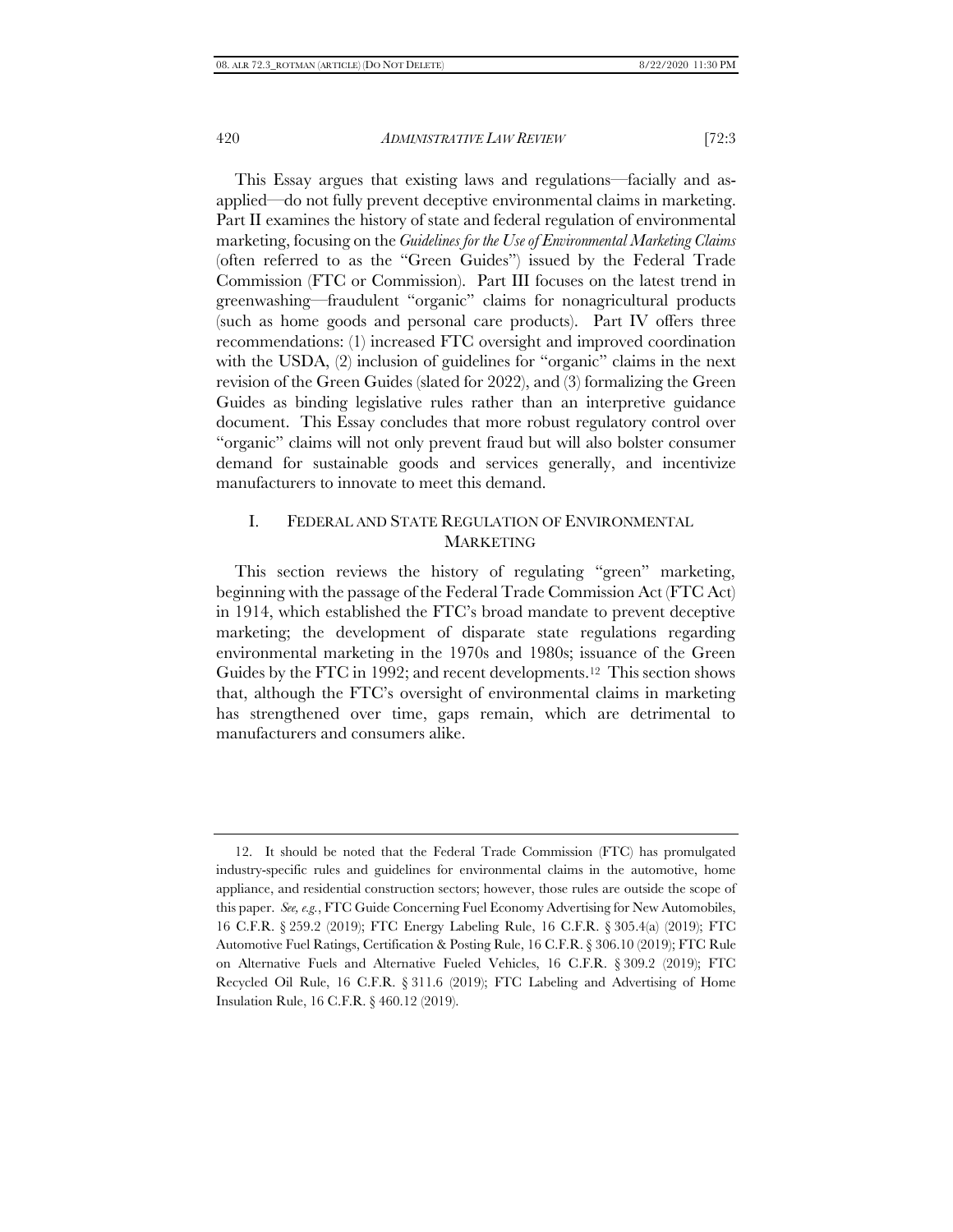This Essay argues that existing laws and regulations—facially and as-applied—do not fully prevent deceptive environmental claims in marketing. Part II examines the history of state and federal regulation of environmental marketing, focusing on the *Guidelines for the Use of Environmental Marketing Claims* (often referred to as the "Green Guides") issued by the Federal Trade Commission (FTC or Commission). Part III focuses on the latest trend in greenwashing—fraudulent "organic" claims for nonagricultural products (such as home goods and personal care products). Part IV offers three recommendations: (1) increased FTC oversight and improved coordination with the USDA, (2) inclusion of guidelines for "organic" claims in the next revision of the Green Guides (slated for 2022), and (3) formalizing the Green Guides as binding legislative rules rather than an interpretive guidance document. This Essay concludes that more robust regulatory control over "organic" claims will not only prevent fraud but will also bolster consumer demand for sustainable goods and services generally, and incentivize manufacturers to innovate to meet this demand.

## I. FEDERAL AND STATE REGULATION OF ENVIRONMENTAL MARKETING

This section reviews the history of regulating "green" marketing, beginning with the passage of the Federal Trade Commission Act (FTC Act) in 1914, which established the FTC's broad mandate to prevent deceptive marketing; the development of disparate state regulations regarding environmental marketing in the 1970s and 1980s; issuance of the Green Guides by the FTC in 1992; and recent developments.[12] This section shows that, although the FTC's oversight of environmental claims in marketing has strengthened over time, gaps remain, which are detrimental to manufacturers and consumers alike.

---

12. It should be noted that the Federal Trade Commission (FTC) has promulgated industry-specific rules and guidelines for environmental claims in the automotive, home appliance, and residential construction sectors; however, those rules are outside the scope of this paper. *See, e.g.*, FTC Guide Concerning Fuel Economy Advertising for New Automobiles, 16 C.F.R. § 259.2 (2019); FTC Energy Labeling Rule, 16 C.F.R. § 305.4(a) (2019); FTC Automotive Fuel Ratings, Certification & Posting Rule, 16 C.F.R. § 306.10 (2019); FTC Rule on Alternative Fuels and Alternative Fueled Vehicles, 16 C.F.R. § 309.2 (2019); FTC Recycled Oil Rule, 16 C.F.R. § 311.6 (2019); FTC Labeling and Advertising of Home Insulation Rule, 16 C.F.R. § 460.12 (2019).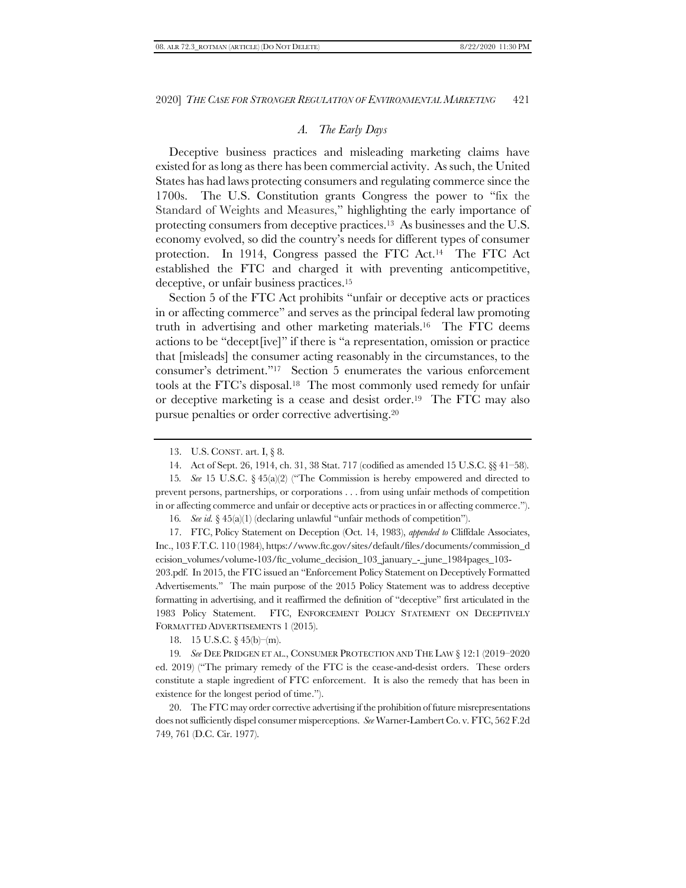### *A. The Early Days*

Deceptive business practices and misleading marketing claims have existed for as long as there has been commercial activity. As such, the United States has had laws protecting consumers and regulating commerce since the 1700s. The U.S. Constitution grants Congress the power to "fix the Standard of Weights and Measures," highlighting the early importance of protecting consumers from deceptive practices.[13] As businesses and the U.S. economy evolved, so did the country's needs for different types of consumer protection. In 1914, Congress passed the FTC Act.[14] The FTC Act established the FTC and charged it with preventing anticompetitive, deceptive, or unfair business practices.[15]

Section 5 of the FTC Act prohibits "unfair or deceptive acts or practices in or affecting commerce" and serves as the principal federal law promoting truth in advertising and other marketing materials.[16] The FTC deems actions to be "decept[ive]" if there is "a representation, omission or practice that [misleads] the consumer acting reasonably in the circumstances, to the consumer's detriment."[17] Section 5 enumerates the various enforcement tools at the FTC's disposal.[18] The most commonly used remedy for unfair or deceptive marketing is a cease and desist order.[19] The FTC may also pursue penalties or order corrective advertising.[20]

---

13. U.S. CONST. art. I, § 8.

14. Act of Sept. 26, 1914, ch. 31, 38 Stat. 717 (codified as amended 15 U.S.C. §§ 41–58).

15. *See* 15 U.S.C. § 45(a)(2) ("The Commission is hereby empowered and directed to prevent persons, partnerships, or corporations . . . from using unfair methods of competition in or affecting commerce and unfair or deceptive acts or practices in or affecting commerce.").

16. *See id.* § 45(a)(1) (declaring unlawful "unfair methods of competition").

17. FTC, Policy Statement on Deception (Oct. 14, 1983), *appended to* Cliffdale Associates, Inc., 103 F.T.C. 110 (1984), https://www.ftc.gov/sites/default/files/documents/commission_decision_volumes/volume-103/ftc_volume_decision_103_january_-_june_1984pages_103-203.pdf. In 2015, the FTC issued an "Enforcement Policy Statement on Deceptively Formatted Advertisements." The main purpose of the 2015 Policy Statement was to address deceptive formatting in advertising, and it reaffirmed the definition of "deceptive" first articulated in the 1983 Policy Statement. FTC, ENFORCEMENT POLICY STATEMENT ON DECEPTIVELY FORMATTED ADVERTISEMENTS 1 (2015).

18. 15 U.S.C. § 45(b)–(m).

19. *See* DEE PRIDGEN ET AL., CONSUMER PROTECTION AND THE LAW § 12:1 (2019–2020 ed. 2019) ("The primary remedy of the FTC is the cease-and-desist orders. These orders constitute a staple ingredient of FTC enforcement. It is also the remedy that has been in existence for the longest period of time.").

20. The FTC may order corrective advertising if the prohibition of future misrepresentations does not sufficiently dispel consumer misperceptions. *See* Warner-Lambert Co. v. FTC, 562 F.2d 749, 761 (D.C. Cir. 1977).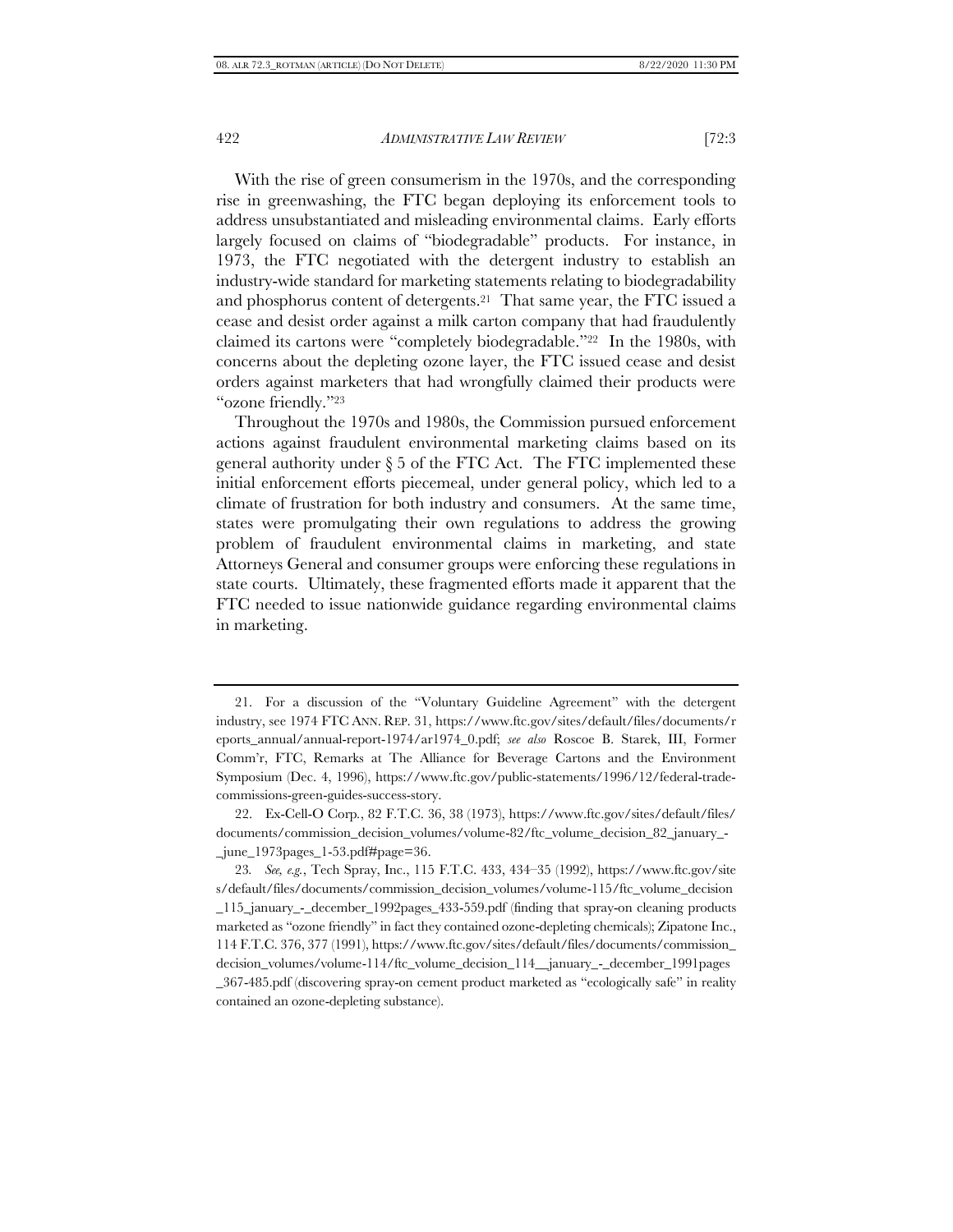With the rise of green consumerism in the 1970s, and the corresponding rise in greenwashing, the FTC began deploying its enforcement tools to address unsubstantiated and misleading environmental claims. Early efforts largely focused on claims of "biodegradable" products. For instance, in 1973, the FTC negotiated with the detergent industry to establish an industry-wide standard for marketing statements relating to biodegradability and phosphorus content of detergents.[21] That same year, the FTC issued a cease and desist order against a milk carton company that had fraudulently claimed its cartons were "completely biodegradable."[22] In the 1980s, with concerns about the depleting ozone layer, the FTC issued cease and desist orders against marketers that had wrongfully claimed their products were "ozone friendly."[23]

Throughout the 1970s and 1980s, the Commission pursued enforcement actions against fraudulent environmental marketing claims based on its general authority under § 5 of the FTC Act. The FTC implemented these initial enforcement efforts piecemeal, under general policy, which led to a climate of frustration for both industry and consumers. At the same time, states were promulgating their own regulations to address the growing problem of fraudulent environmental claims in marketing, and state Attorneys General and consumer groups were enforcing these regulations in state courts. Ultimately, these fragmented efforts made it apparent that the FTC needed to issue nationwide guidance regarding environmental claims in marketing.

---

21. For a discussion of the "Voluntary Guideline Agreement" with the detergent industry, see 1974 FTC ANN. REP. 31, https://www.ftc.gov/sites/default/files/documents/reports_annual/annual-report-1974/ar1974_0.pdf; *see also* Roscoe B. Starek, III, Former Comm'r, FTC, Remarks at The Alliance for Beverage Cartons and the Environment Symposium (Dec. 4, 1996), https://www.ftc.gov/public-statements/1996/12/federal-trade-commissions-green-guides-success-story.

22. Ex-Cell-O Corp., 82 F.T.C. 36, 38 (1973), https://www.ftc.gov/sites/default/files/documents/commission_decision_volumes/volume-82/ftc_volume_decision_82_january_-_june_1973pages_1-53.pdf#page=36.

23. *See, e.g.*, Tech Spray, Inc., 115 F.T.C. 433, 434–35 (1992), https://www.ftc.gov/sites/default/files/documents/commission_decision_volumes/volume-115/ftc_volume_decision_115_january_-_december_1992pages_433-559.pdf (finding that spray-on cleaning products marketed as "ozone friendly" in fact they contained ozone-depleting chemicals); Zipatone Inc., 114 F.T.C. 376, 377 (1991), https://www.ftc.gov/sites/default/files/documents/commission_decision_volumes/volume-114/ftc_volume_decision_114__january_-_december_1991pages_367-485.pdf (discovering spray-on cement product marketed as "ecologically safe" in reality contained an ozone-depleting substance).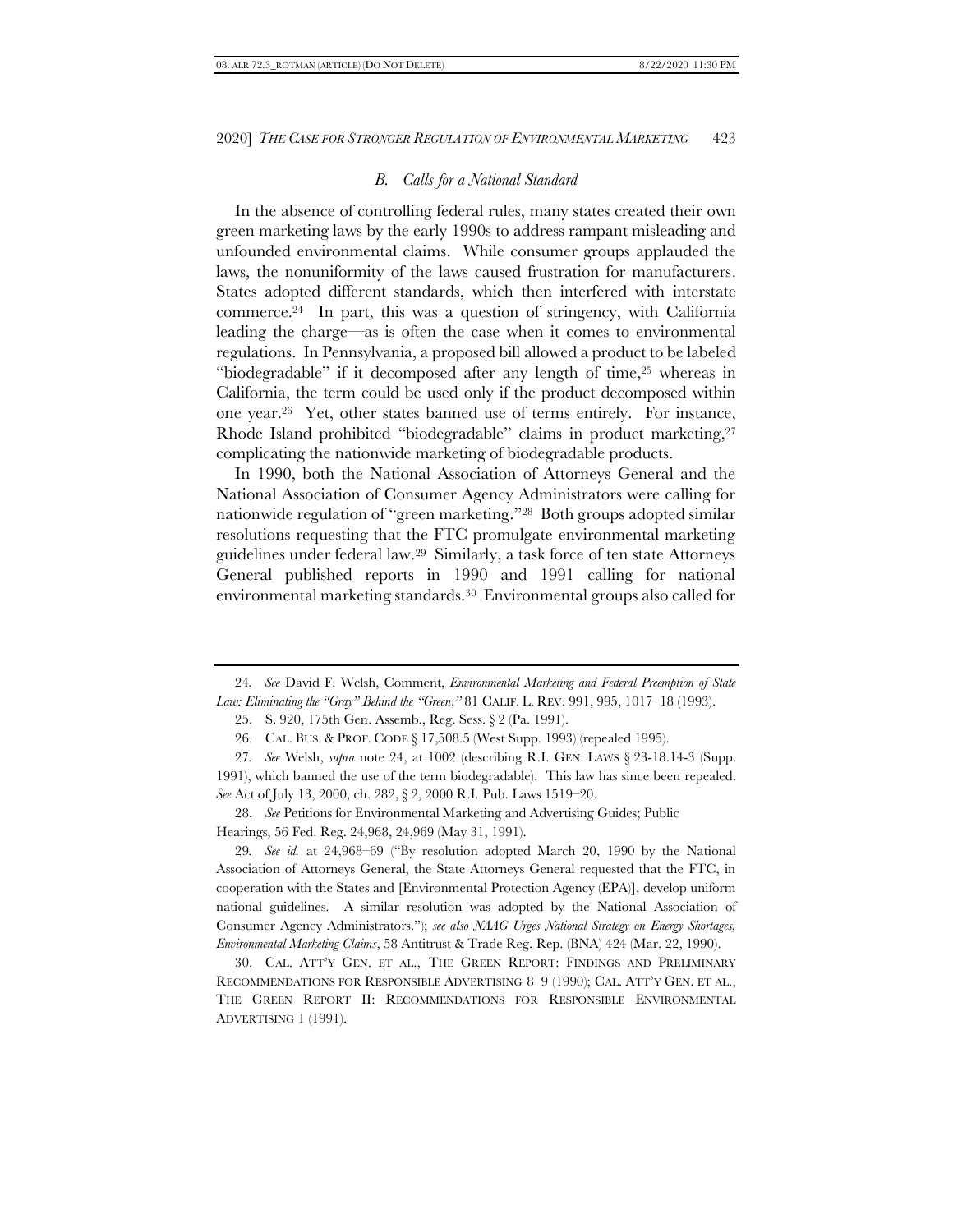### *B. Calls for a National Standard*

In the absence of controlling federal rules, many states created their own green marketing laws by the early 1990s to address rampant misleading and unfounded environmental claims. While consumer groups applauded the laws, the nonuniformity of the laws caused frustration for manufacturers. States adopted different standards, which then interfered with interstate commerce.[24] In part, this was a question of stringency, with California leading the charge—as is often the case when it comes to environmental regulations. In Pennsylvania, a proposed bill allowed a product to be labeled "biodegradable" if it decomposed after any length of time,[25] whereas in California, the term could be used only if the product decomposed within one year.[26] Yet, other states banned use of terms entirely. For instance, Rhode Island prohibited "biodegradable" claims in product marketing,[27] complicating the nationwide marketing of biodegradable products.

In 1990, both the National Association of Attorneys General and the National Association of Consumer Agency Administrators were calling for nationwide regulation of "green marketing."[28] Both groups adopted similar resolutions requesting that the FTC promulgate environmental marketing guidelines under federal law.[29] Similarly, a task force of ten state Attorneys General published reports in 1990 and 1991 calling for national environmental marketing standards.[30] Environmental groups also called for

---

24. *See* David F. Welsh, Comment, *Environmental Marketing and Federal Preemption of State Law: Eliminating the "Gray" Behind the "Green*,*"* 81 CALIF. L. REV. 991, 995, 1017–18 (1993).

25. S. 920, 175th Gen. Assemb., Reg. Sess. § 2 (Pa. 1991).

26. CAL. BUS. & PROF. CODE § 17,508.5 (West Supp. 1993) (repealed 1995).

27. *See* Welsh, *supra* note 24, at 1002 (describing R.I. GEN. LAWS § 23-18.14-3 (Supp. 1991), which banned the use of the term biodegradable). This law has since been repealed. *See* Act of July 13, 2000, ch. 282, § 2, 2000 R.I. Pub. Laws 1519–20.

28. *See* Petitions for Environmental Marketing and Advertising Guides; Public Hearings, 56 Fed. Reg. 24,968, 24,969 (May 31, 1991).

29. *See id.* at 24,968–69 ("By resolution adopted March 20, 1990 by the National Association of Attorneys General, the State Attorneys General requested that the FTC, in cooperation with the States and [Environmental Protection Agency (EPA)], develop uniform national guidelines. A similar resolution was adopted by the National Association of Consumer Agency Administrators."); *see also NAAG Urges National Strategy on Energy Shortages, Environmental Marketing Claims*, 58 Antitrust & Trade Reg. Rep. (BNA) 424 (Mar. 22, 1990).

30. CAL. ATT'Y GEN. ET AL., THE GREEN REPORT: FINDINGS AND PRELIMINARY RECOMMENDATIONS FOR RESPONSIBLE ADVERTISING 8–9 (1990); CAL. ATT'Y GEN. ET AL., THE GREEN REPORT II: RECOMMENDATIONS FOR RESPONSIBLE ENVIRONMENTAL ADVERTISING 1 (1991).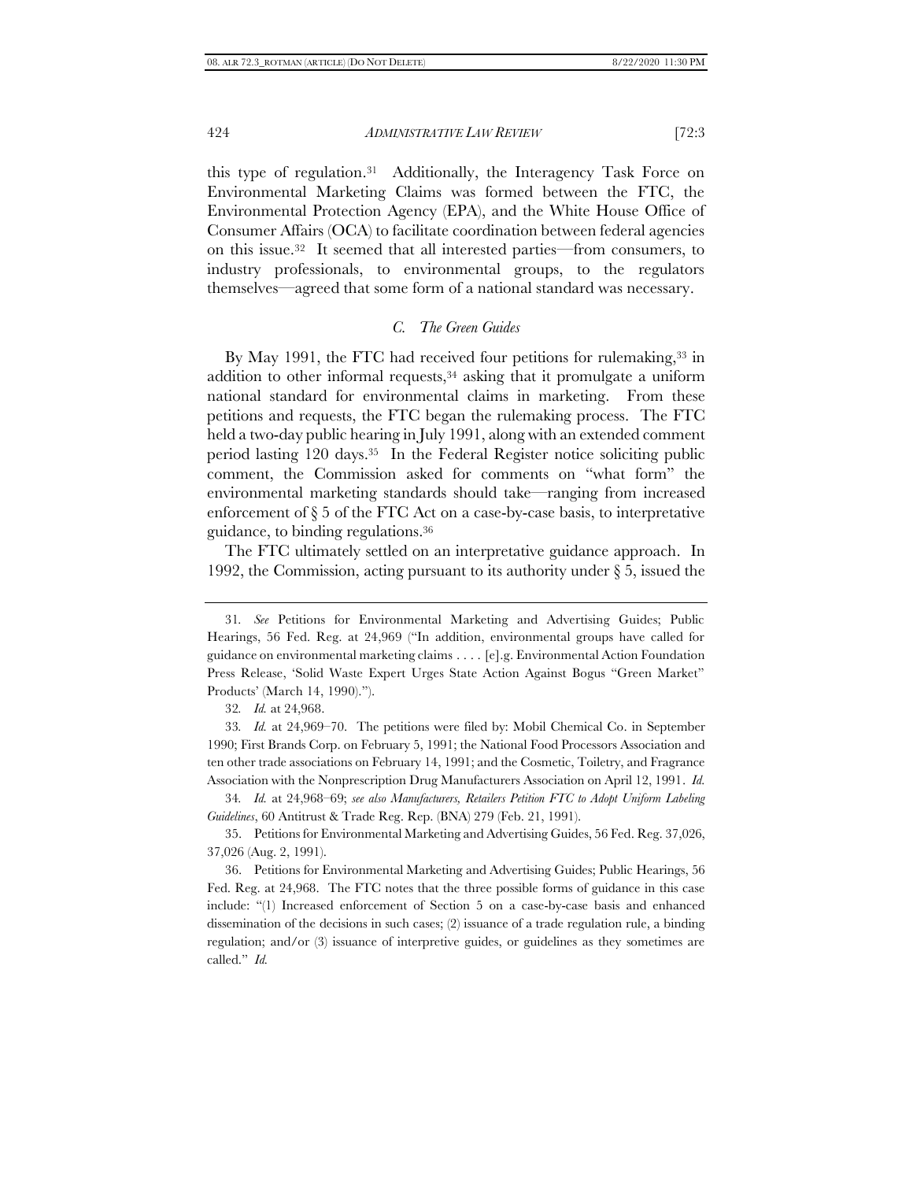this type of regulation.[31] Additionally, the Interagency Task Force on Environmental Marketing Claims was formed between the FTC, the Environmental Protection Agency (EPA), and the White House Office of Consumer Affairs (OCA) to facilitate coordination between federal agencies on this issue.[32] It seemed that all interested parties—from consumers, to industry professionals, to environmental groups, to the regulators themselves—agreed that some form of a national standard was necessary.

### *C. The Green Guides*

By May 1991, the FTC had received four petitions for rulemaking,[33] in addition to other informal requests,[34] asking that it promulgate a uniform national standard for environmental claims in marketing. From these petitions and requests, the FTC began the rulemaking process. The FTC held a two-day public hearing in July 1991, along with an extended comment period lasting 120 days.[35] In the Federal Register notice soliciting public comment, the Commission asked for comments on "what form" the environmental marketing standards should take—ranging from increased enforcement of § 5 of the FTC Act on a case-by-case basis, to interpretative guidance, to binding regulations.[36]

The FTC ultimately settled on an interpretative guidance approach. In 1992, the Commission, acting pursuant to its authority under § 5, issued the

---

31. *See* Petitions for Environmental Marketing and Advertising Guides; Public Hearings, 56 Fed. Reg. at 24,969 ("In addition, environmental groups have called for guidance on environmental marketing claims . . . . [e].g. Environmental Action Foundation Press Release, 'Solid Waste Expert Urges State Action Against Bogus "Green Market" Products' (March 14, 1990).").

32. *Id.* at 24,968.

33. *Id.* at 24,969–70. The petitions were filed by: Mobil Chemical Co. in September 1990; First Brands Corp. on February 5, 1991; the National Food Processors Association and ten other trade associations on February 14, 1991; and the Cosmetic, Toiletry, and Fragrance Association with the Nonprescription Drug Manufacturers Association on April 12, 1991. *Id.*

34. *Id.* at 24,968–69; *see also Manufacturers, Retailers Petition FTC to Adopt Uniform Labeling Guidelines*, 60 Antitrust & Trade Reg. Rep. (BNA) 279 (Feb. 21, 1991).

35. Petitions for Environmental Marketing and Advertising Guides, 56 Fed. Reg. 37,026, 37,026 (Aug. 2, 1991).

36. Petitions for Environmental Marketing and Advertising Guides; Public Hearings, 56 Fed. Reg. at 24,968. The FTC notes that the three possible forms of guidance in this case include: "(1) Increased enforcement of Section 5 on a case-by-case basis and enhanced dissemination of the decisions in such cases; (2) issuance of a trade regulation rule, a binding regulation; and/or (3) issuance of interpretive guides, or guidelines as they sometimes are called." *Id.*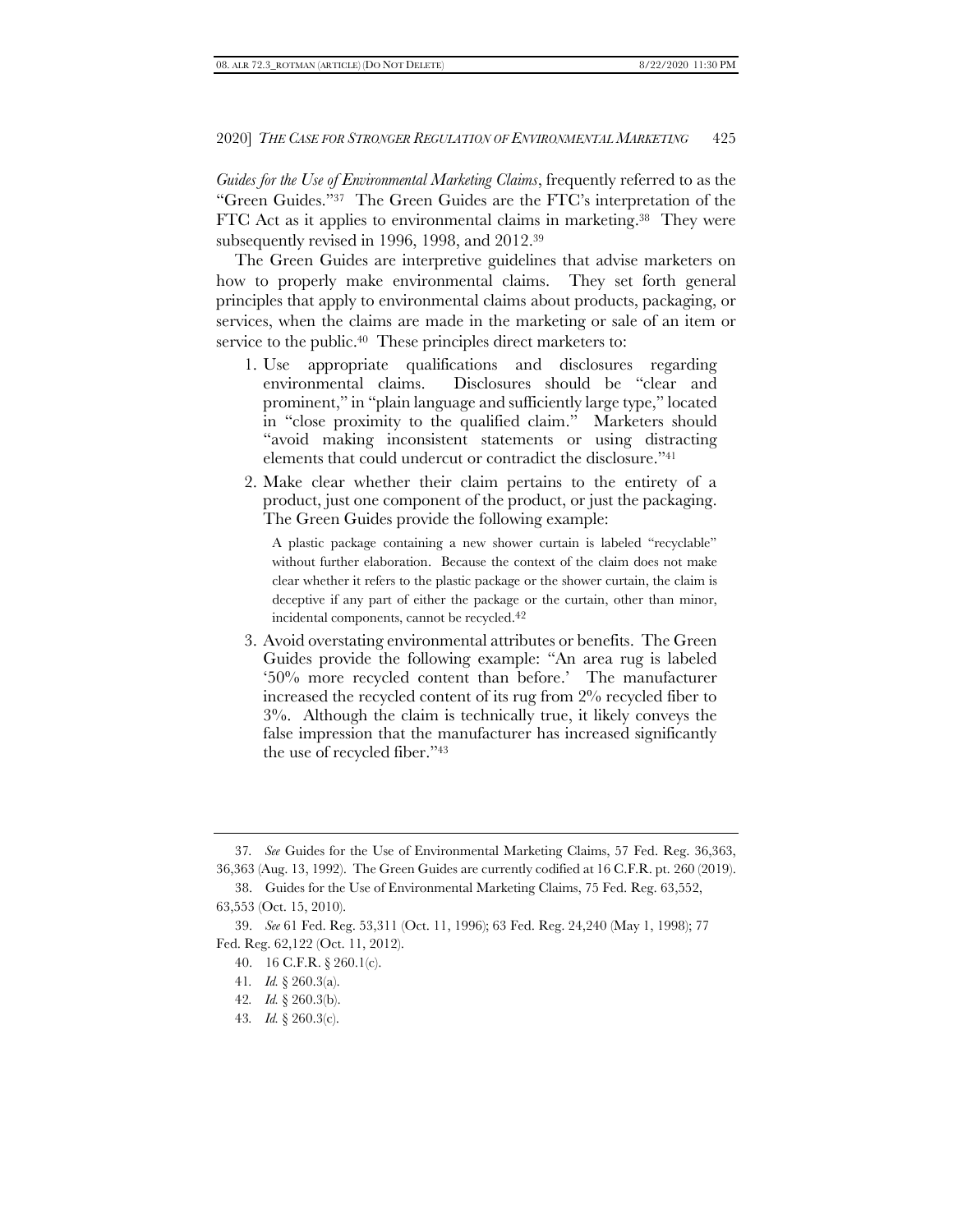*Guides for the Use of Environmental Marketing Claims*, frequently referred to as the "Green Guides."[37] The Green Guides are the FTC's interpretation of the FTC Act as it applies to environmental claims in marketing.[38] They were subsequently revised in 1996, 1998, and 2012.[39]

The Green Guides are interpretive guidelines that advise marketers on how to properly make environmental claims. They set forth general principles that apply to environmental claims about products, packaging, or services, when the claims are made in the marketing or sale of an item or service to the public.[40] These principles direct marketers to:

1. Use appropriate qualifications and disclosures regarding environmental claims. Disclosures should be "clear and prominent," in "plain language and sufficiently large type," located in "close proximity to the qualified claim." Marketers should "avoid making inconsistent statements or using distracting elements that could undercut or contradict the disclosure."[41]
2. Make clear whether their claim pertains to the entirety of a product, just one component of the product, or just the packaging. The Green Guides provide the following example:

   > A plastic package containing a new shower curtain is labeled "recyclable" without further elaboration. Because the context of the claim does not make clear whether it refers to the plastic package or the shower curtain, the claim is deceptive if any part of either the package or the curtain, other than minor, incidental components, cannot be recycled.[42]

3. Avoid overstating environmental attributes or benefits. The Green Guides provide the following example: "An area rug is labeled '50% more recycled content than before.' The manufacturer increased the recycled content of its rug from 2% recycled fiber to 3%. Although the claim is technically true, it likely conveys the false impression that the manufacturer has increased significantly the use of recycled fiber."[43]

---

37. *See* Guides for the Use of Environmental Marketing Claims, 57 Fed. Reg. 36,363, 36,363 (Aug. 13, 1992). The Green Guides are currently codified at 16 C.F.R. pt. 260 (2019).

38. Guides for the Use of Environmental Marketing Claims, 75 Fed. Reg. 63,552, 63,553 (Oct. 15, 2010).

39. *See* 61 Fed. Reg. 53,311 (Oct. 11, 1996); 63 Fed. Reg. 24,240 (May 1, 1998); 77 Fed. Reg. 62,122 (Oct. 11, 2012).

40. 16 C.F.R. § 260.1(c).

41. *Id.* § 260.3(a).

42. *Id.* § 260.3(b).

43. *Id.* § 260.3(c).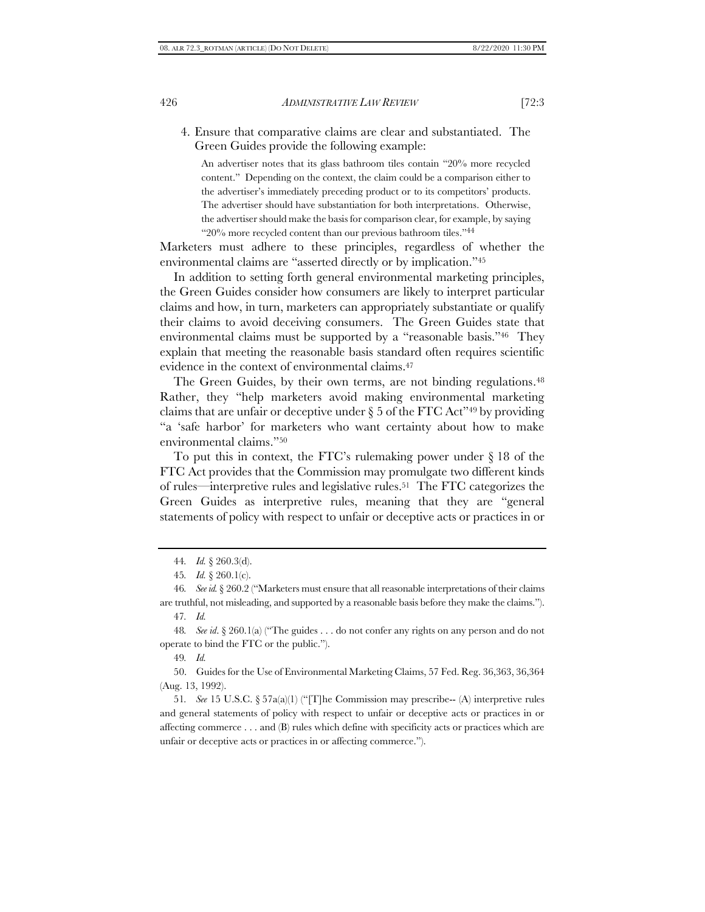4. Ensure that comparative claims are clear and substantiated. The Green Guides provide the following example:

> An advertiser notes that its glass bathroom tiles contain "20% more recycled content." Depending on the context, the claim could be a comparison either to the advertiser's immediately preceding product or to its competitors' products. The advertiser should have substantiation for both interpretations. Otherwise, the advertiser should make the basis for comparison clear, for example, by saying "20% more recycled content than our previous bathroom tiles."[44]

Marketers must adhere to these principles, regardless of whether the environmental claims are "asserted directly or by implication."[45]

In addition to setting forth general environmental marketing principles, the Green Guides consider how consumers are likely to interpret particular claims and how, in turn, marketers can appropriately substantiate or qualify their claims to avoid deceiving consumers. The Green Guides state that environmental claims must be supported by a "reasonable basis."[46] They explain that meeting the reasonable basis standard often requires scientific evidence in the context of environmental claims.[47]

The Green Guides, by their own terms, are not binding regulations.[48] Rather, they "help marketers avoid making environmental marketing claims that are unfair or deceptive under § 5 of the FTC Act"[49] by providing "a 'safe harbor' for marketers who want certainty about how to make environmental claims."[50]

To put this in context, the FTC's rulemaking power under § 18 of the FTC Act provides that the Commission may promulgate two different kinds of rules—interpretive rules and legislative rules.[51] The FTC categorizes the Green Guides as interpretive rules, meaning that they are "general statements of policy with respect to unfair or deceptive acts or practices in or

---

44. *Id.* § 260.3(d).

45. *Id.* § 260.1(c).

46. *See id.* § 260.2 ("Marketers must ensure that all reasonable interpretations of their claims are truthful, not misleading, and supported by a reasonable basis before they make the claims.").

47. *Id.*

48. *See id*. § 260.1(a) ("The guides . . . do not confer any rights on any person and do not operate to bind the FTC or the public.").

49. *Id.*

50. Guides for the Use of Environmental Marketing Claims, 57 Fed. Reg. 36,363, 36,364 (Aug. 13, 1992).

51. *See* 15 U.S.C. § 57a(a)(1) ("[T]he Commission may prescribe-- (A) interpretive rules and general statements of policy with respect to unfair or deceptive acts or practices in or affecting commerce . . . and (B) rules which define with specificity acts or practices which are unfair or deceptive acts or practices in or affecting commerce.").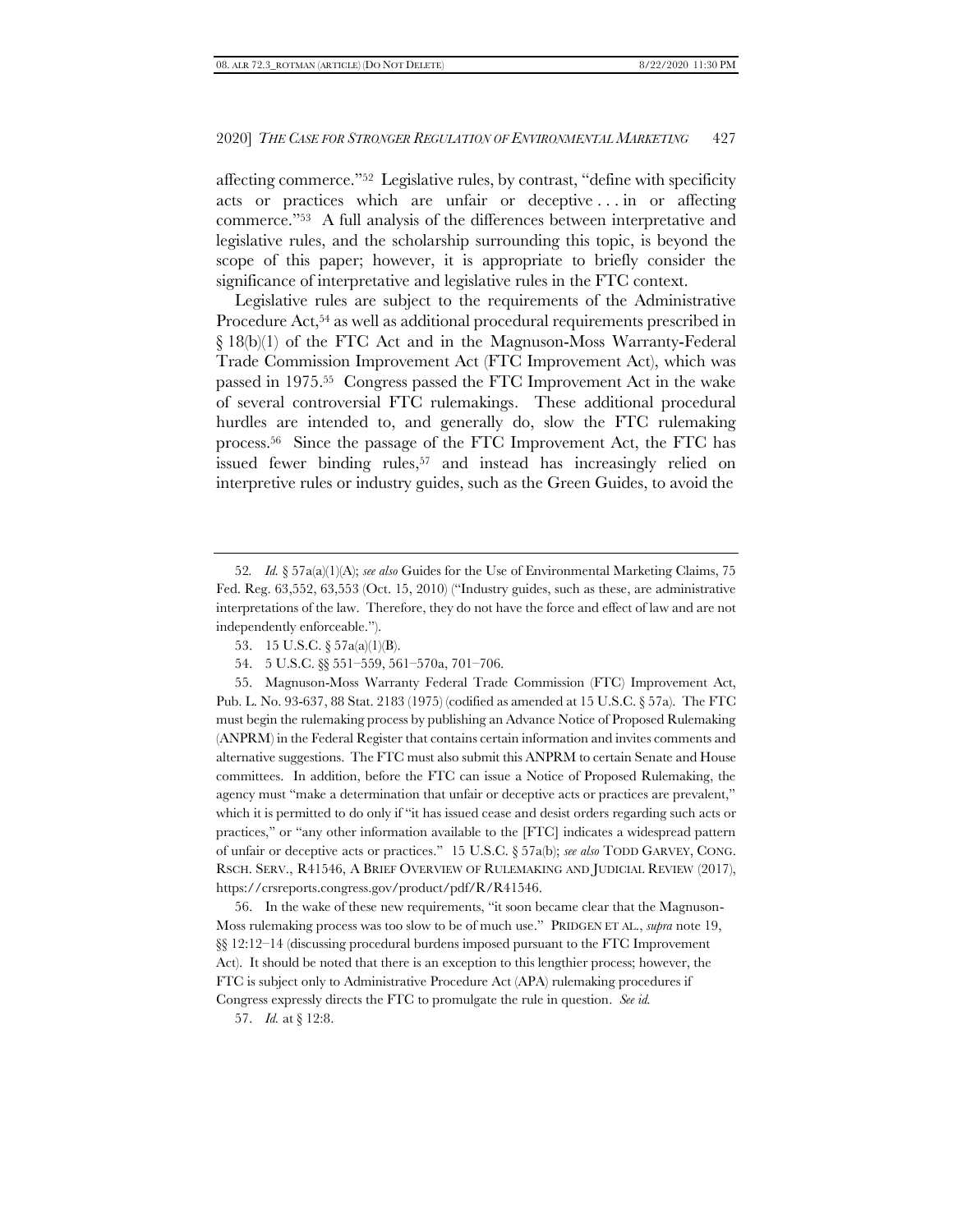affecting commerce."[52] Legislative rules, by contrast, "define with specificity acts or practices which are unfair or deceptive . . . in or affecting commerce."[53] A full analysis of the differences between interpretative and legislative rules, and the scholarship surrounding this topic, is beyond the scope of this paper; however, it is appropriate to briefly consider the significance of interpretative and legislative rules in the FTC context.

Legislative rules are subject to the requirements of the Administrative Procedure Act,[54] as well as additional procedural requirements prescribed in § 18(b)(1) of the FTC Act and in the Magnuson-Moss Warranty-Federal Trade Commission Improvement Act (FTC Improvement Act), which was passed in 1975.[55] Congress passed the FTC Improvement Act in the wake of several controversial FTC rulemakings. These additional procedural hurdles are intended to, and generally do, slow the FTC rulemaking process.[56] Since the passage of the FTC Improvement Act, the FTC has issued fewer binding rules,[57] and instead has increasingly relied on interpretive rules or industry guides, such as the Green Guides, to avoid the

---

52. *Id.* § 57a(a)(1)(A); *see also* Guides for the Use of Environmental Marketing Claims, 75 Fed. Reg. 63,552, 63,553 (Oct. 15, 2010) ("Industry guides, such as these, are administrative interpretations of the law. Therefore, they do not have the force and effect of law and are not independently enforceable.").

53. 15 U.S.C. § 57a(a)(1)(B).

54. 5 U.S.C. §§ 551–559, 561–570a, 701–706.

55. Magnuson-Moss Warranty Federal Trade Commission (FTC) Improvement Act, Pub. L. No. 93-637, 88 Stat. 2183 (1975) (codified as amended at 15 U.S.C. § 57a). The FTC must begin the rulemaking process by publishing an Advance Notice of Proposed Rulemaking (ANPRM) in the Federal Register that contains certain information and invites comments and alternative suggestions. The FTC must also submit this ANPRM to certain Senate and House committees. In addition, before the FTC can issue a Notice of Proposed Rulemaking, the agency must "make a determination that unfair or deceptive acts or practices are prevalent," which it is permitted to do only if "it has issued cease and desist orders regarding such acts or practices," or "any other information available to the [FTC] indicates a widespread pattern of unfair or deceptive acts or practices." 15 U.S.C. § 57a(b); *see also* TODD GARVEY, CONG. RSCH. SERV., R41546, A BRIEF OVERVIEW OF RULEMAKING AND JUDICIAL REVIEW (2017), https://crsreports.congress.gov/product/pdf/R/R41546.

56. In the wake of these new requirements, "it soon became clear that the Magnuson-Moss rulemaking process was too slow to be of much use." PRIDGEN ET AL., *supra* note 19, §§ 12:12–14 (discussing procedural burdens imposed pursuant to the FTC Improvement Act). It should be noted that there is an exception to this lengthier process; however, the FTC is subject only to Administrative Procedure Act (APA) rulemaking procedures if Congress expressly directs the FTC to promulgate the rule in question. *See id.*

57. *Id.* at § 12:8.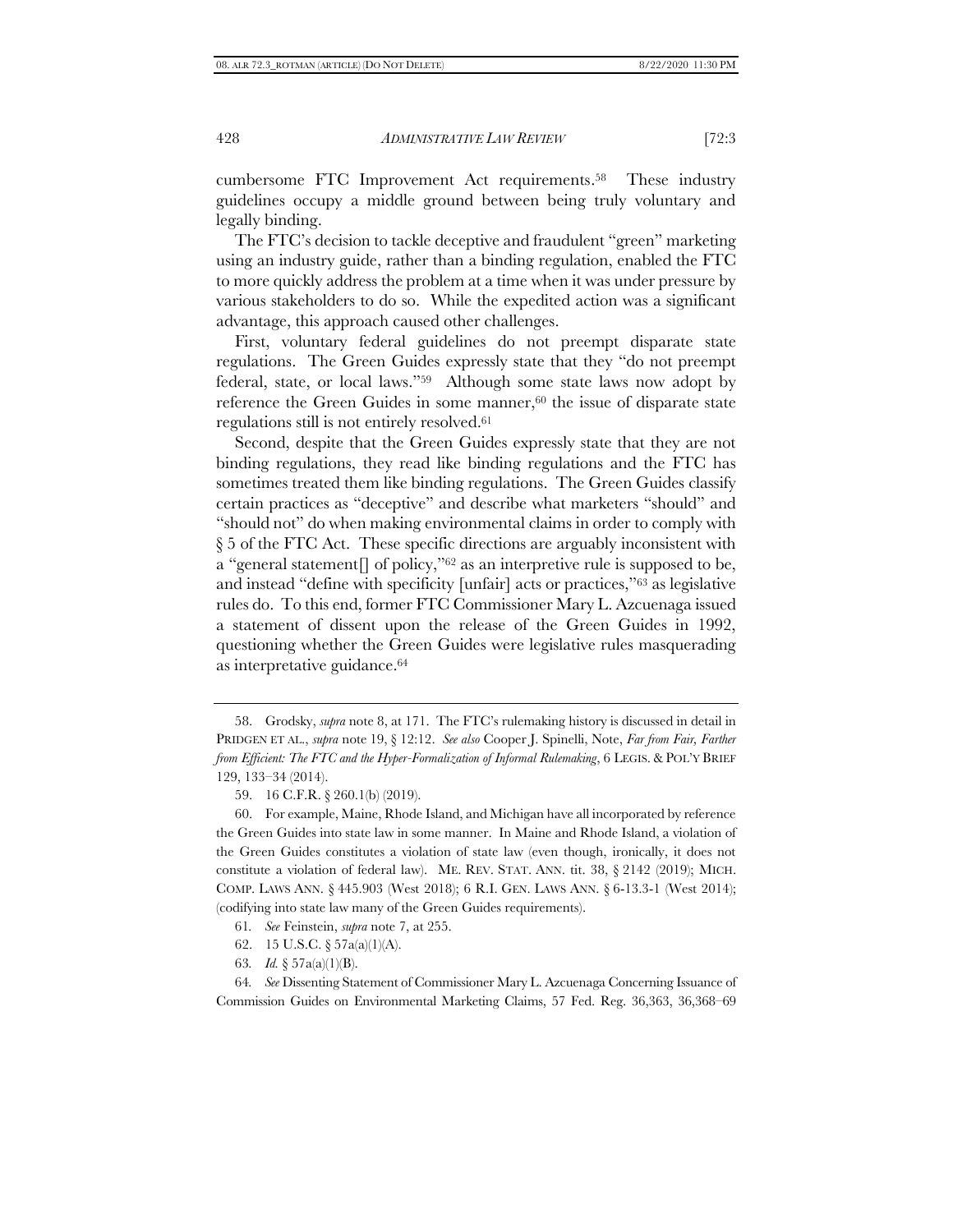cumbersome FTC Improvement Act requirements.[58] These industry guidelines occupy a middle ground between being truly voluntary and legally binding.

The FTC's decision to tackle deceptive and fraudulent "green" marketing using an industry guide, rather than a binding regulation, enabled the FTC to more quickly address the problem at a time when it was under pressure by various stakeholders to do so. While the expedited action was a significant advantage, this approach caused other challenges.

First, voluntary federal guidelines do not preempt disparate state regulations. The Green Guides expressly state that they "do not preempt federal, state, or local laws."[59] Although some state laws now adopt by reference the Green Guides in some manner,[60] the issue of disparate state regulations still is not entirely resolved.[61]

Second, despite that the Green Guides expressly state that they are not binding regulations, they read like binding regulations and the FTC has sometimes treated them like binding regulations. The Green Guides classify certain practices as "deceptive" and describe what marketers "should" and "should not" do when making environmental claims in order to comply with § 5 of the FTC Act. These specific directions are arguably inconsistent with a "general statement[] of policy,"[62] as an interpretive rule is supposed to be, and instead "define with specificity [unfair] acts or practices,"[63] as legislative rules do. To this end, former FTC Commissioner Mary L. Azcuenaga issued a statement of dissent upon the release of the Green Guides in 1992, questioning whether the Green Guides were legislative rules masquerading as interpretative guidance.[64]

---

58. Grodsky, *supra* note 8, at 171. The FTC's rulemaking history is discussed in detail in PRIDGEN ET AL., *supra* note 19, § 12:12. *See also* Cooper J. Spinelli, Note, *Far from Fair, Farther from Efficient: The FTC and the Hyper-Formalization of Informal Rulemaking*, 6 LEGIS. & POL'Y BRIEF 129, 133–34 (2014).

59. 16 C.F.R. § 260.1(b) (2019).

60. For example, Maine, Rhode Island, and Michigan have all incorporated by reference the Green Guides into state law in some manner. In Maine and Rhode Island, a violation of the Green Guides constitutes a violation of state law (even though, ironically, it does not constitute a violation of federal law). ME. REV. STAT. ANN. tit. 38, § 2142 (2019); MICH. COMP. LAWS ANN. § 445.903 (West 2018); 6 R.I. GEN. LAWS ANN. § 6-13.3-1 (West 2014); (codifying into state law many of the Green Guides requirements).

61. *See* Feinstein, *supra* note 7, at 255.

62. 15 U.S.C. § 57a(a)(1)(A).

63. *Id.* § 57a(a)(1)(B).

64. *See* Dissenting Statement of Commissioner Mary L. Azcuenaga Concerning Issuance of Commission Guides on Environmental Marketing Claims, 57 Fed. Reg. 36,363, 36,368–69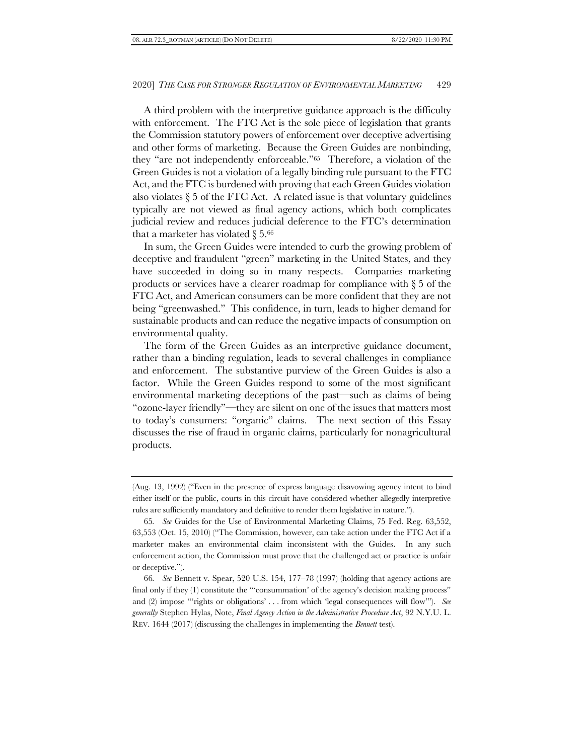A third problem with the interpretive guidance approach is the difficulty with enforcement. The FTC Act is the sole piece of legislation that grants the Commission statutory powers of enforcement over deceptive advertising and other forms of marketing. Because the Green Guides are nonbinding, they "are not independently enforceable."[65] Therefore, a violation of the Green Guides is not a violation of a legally binding rule pursuant to the FTC Act, and the FTC is burdened with proving that each Green Guides violation also violates § 5 of the FTC Act. A related issue is that voluntary guidelines typically are not viewed as final agency actions, which both complicates judicial review and reduces judicial deference to the FTC's determination that a marketer has violated § 5.[66]

In sum, the Green Guides were intended to curb the growing problem of deceptive and fraudulent "green" marketing in the United States, and they have succeeded in doing so in many respects. Companies marketing products or services have a clearer roadmap for compliance with § 5 of the FTC Act, and American consumers can be more confident that they are not being "greenwashed." This confidence, in turn, leads to higher demand for sustainable products and can reduce the negative impacts of consumption on environmental quality.

The form of the Green Guides as an interpretive guidance document, rather than a binding regulation, leads to several challenges in compliance and enforcement. The substantive purview of the Green Guides is also a factor. While the Green Guides respond to some of the most significant environmental marketing deceptions of the past—such as claims of being "ozone-layer friendly"—they are silent on one of the issues that matters most to today's consumers: "organic" claims. The next section of this Essay discusses the rise of fraud in organic claims, particularly for nonagricultural products.

---

(Aug. 13, 1992) ("Even in the presence of express language disavowing agency intent to bind either itself or the public, courts in this circuit have considered whether allegedly interpretive rules are sufficiently mandatory and definitive to render them legislative in nature.").

65. *See* Guides for the Use of Environmental Marketing Claims, 75 Fed. Reg. 63,552, 63,553 (Oct. 15, 2010) ("The Commission, however, can take action under the FTC Act if a marketer makes an environmental claim inconsistent with the Guides. In any such enforcement action, the Commission must prove that the challenged act or practice is unfair or deceptive.").

66. *See* Bennett v. Spear, 520 U.S. 154, 177–78 (1997) (holding that agency actions are final only if they (1) constitute the "'consummation' of the agency's decision making process" and (2) impose "'rights or obligations' . . . from which 'legal consequences will flow'"). *See generally* Stephen Hylas, Note, *Final Agency Action in the Administrative Procedure Act*, 92 N.Y.U. L. REV. 1644 (2017) (discussing the challenges in implementing the *Bennett* test).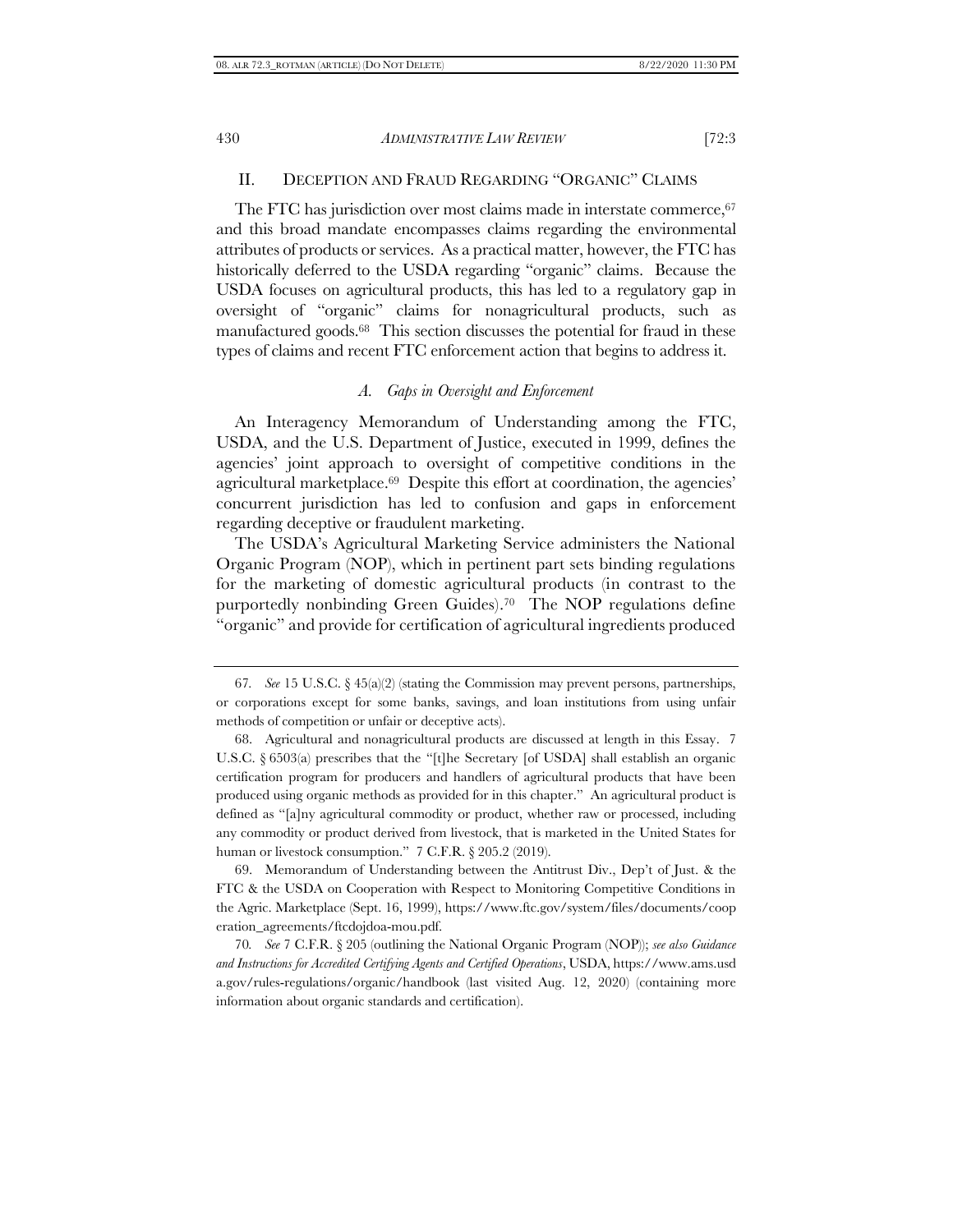## II. DECEPTION AND FRAUD REGARDING "ORGANIC" CLAIMS

The FTC has jurisdiction over most claims made in interstate commerce,[67] and this broad mandate encompasses claims regarding the environmental attributes of products or services. As a practical matter, however, the FTC has historically deferred to the USDA regarding "organic" claims. Because the USDA focuses on agricultural products, this has led to a regulatory gap in oversight of "organic" claims for nonagricultural products, such as manufactured goods.[68] This section discusses the potential for fraud in these types of claims and recent FTC enforcement action that begins to address it.

### *A. Gaps in Oversight and Enforcement*

An Interagency Memorandum of Understanding among the FTC, USDA, and the U.S. Department of Justice, executed in 1999, defines the agencies' joint approach to oversight of competitive conditions in the agricultural marketplace.[69] Despite this effort at coordination, the agencies' concurrent jurisdiction has led to confusion and gaps in enforcement regarding deceptive or fraudulent marketing.

The USDA's Agricultural Marketing Service administers the National Organic Program (NOP), which in pertinent part sets binding regulations for the marketing of domestic agricultural products (in contrast to the purportedly nonbinding Green Guides).[70] The NOP regulations define "organic" and provide for certification of agricultural ingredients produced

---

67. *See* 15 U.S.C. § 45(a)(2) (stating the Commission may prevent persons, partnerships, or corporations except for some banks, savings, and loan institutions from using unfair methods of competition or unfair or deceptive acts).

68. Agricultural and nonagricultural products are discussed at length in this Essay. 7 U.S.C. § 6503(a) prescribes that the "[t]he Secretary [of USDA] shall establish an organic certification program for producers and handlers of agricultural products that have been produced using organic methods as provided for in this chapter." An agricultural product is defined as "[a]ny agricultural commodity or product, whether raw or processed, including any commodity or product derived from livestock, that is marketed in the United States for human or livestock consumption." 7 C.F.R. § 205.2 (2019).

69. Memorandum of Understanding between the Antitrust Div., Dep't of Just. & the FTC & the USDA on Cooperation with Respect to Monitoring Competitive Conditions in the Agric. Marketplace (Sept. 16, 1999), https://www.ftc.gov/system/files/documents/cooperation_agreements/ftcdojdoa-mou.pdf.

70. *See* 7 C.F.R. § 205 (outlining the National Organic Program (NOP)); *see also Guidance and Instructions for Accredited Certifying Agents and Certified Operations*, USDA, https://www.ams.usda.gov/rules-regulations/organic/handbook (last visited Aug. 12, 2020) (containing more information about organic standards and certification).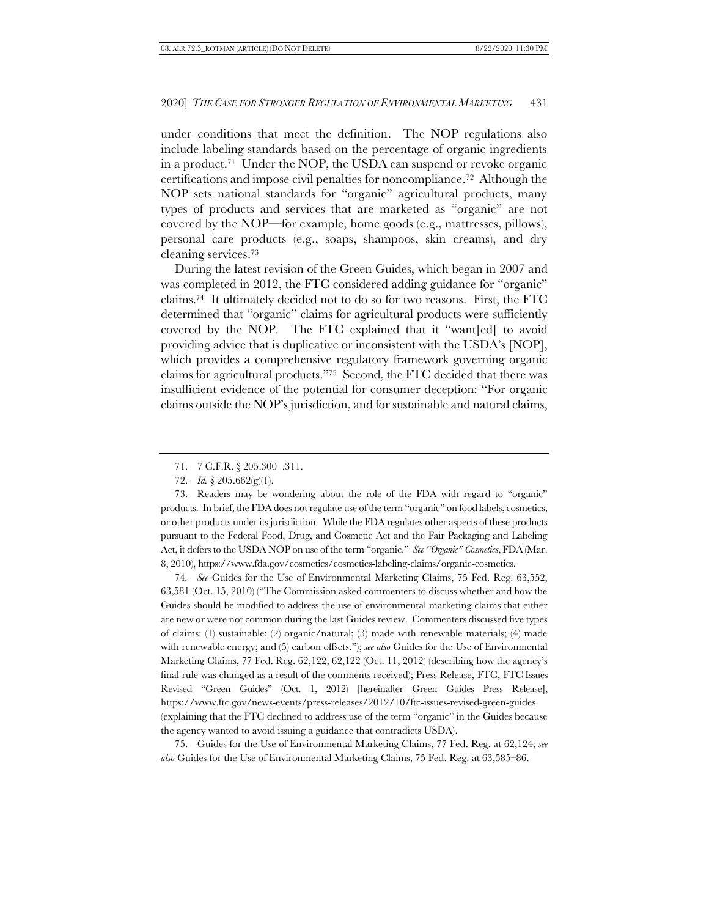under conditions that meet the definition. The NOP regulations also include labeling standards based on the percentage of organic ingredients in a product.[71] Under the NOP, the USDA can suspend or revoke organic certifications and impose civil penalties for noncompliance.[72] Although the NOP sets national standards for "organic" agricultural products, many types of products and services that are marketed as "organic" are not covered by the NOP—for example, home goods (e.g., mattresses, pillows), personal care products (e.g., soaps, shampoos, skin creams), and dry cleaning services.[73]

During the latest revision of the Green Guides, which began in 2007 and was completed in 2012, the FTC considered adding guidance for "organic" claims.[74] It ultimately decided not to do so for two reasons. First, the FTC determined that "organic" claims for agricultural products were sufficiently covered by the NOP. The FTC explained that it "want[ed] to avoid providing advice that is duplicative or inconsistent with the USDA's [NOP], which provides a comprehensive regulatory framework governing organic claims for agricultural products."[75] Second, the FTC decided that there was insufficient evidence of the potential for consumer deception: "For organic claims outside the NOP's jurisdiction, and for sustainable and natural claims,

---

71. 7 C.F.R. § 205.300–.311.

72. *Id.* § 205.662(g)(1).

73. Readers may be wondering about the role of the FDA with regard to "organic" products. In brief, the FDA does not regulate use of the term "organic" on food labels, cosmetics, or other products under its jurisdiction. While the FDA regulates other aspects of these products pursuant to the Federal Food, Drug, and Cosmetic Act and the Fair Packaging and Labeling Act, it defers to the USDA NOP on use of the term "organic." *See "Organic" Cosmetics*, FDA (Mar. 8, 2010), https://www.fda.gov/cosmetics/cosmetics-labeling-claims/organic-cosmetics.

74. *See* Guides for the Use of Environmental Marketing Claims, 75 Fed. Reg. 63,552, 63,581 (Oct. 15, 2010) ("The Commission asked commenters to discuss whether and how the Guides should be modified to address the use of environmental marketing claims that either are new or were not common during the last Guides review. Commenters discussed five types of claims: (1) sustainable; (2) organic/natural; (3) made with renewable materials; (4) made with renewable energy; and (5) carbon offsets."); *see also* Guides for the Use of Environmental Marketing Claims, 77 Fed. Reg. 62,122, 62,122 (Oct. 11, 2012) (describing how the agency's final rule was changed as a result of the comments received); Press Release, FTC, FTC Issues Revised "Green Guides" (Oct. 1, 2012) [hereinafter Green Guides Press Release], https://www.ftc.gov/news-events/press-releases/2012/10/ftc-issues-revised-green-guides (explaining that the FTC declined to address use of the term "organic" in the Guides because the agency wanted to avoid issuing a guidance that contradicts USDA).

75. Guides for the Use of Environmental Marketing Claims, 77 Fed. Reg. at 62,124; *see also* Guides for the Use of Environmental Marketing Claims, 75 Fed. Reg. at 63,585–86.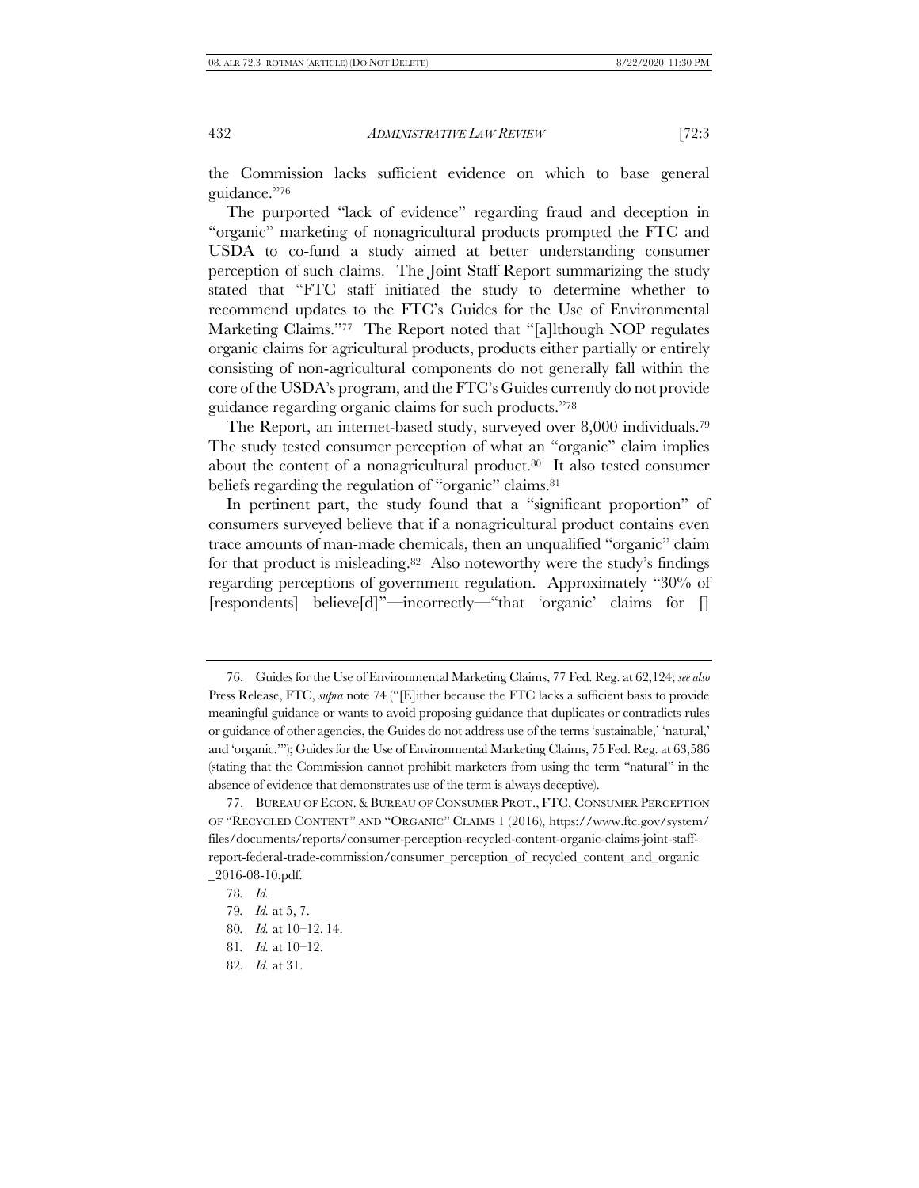the Commission lacks sufficient evidence on which to base general guidance."[76]

The purported "lack of evidence" regarding fraud and deception in "organic" marketing of nonagricultural products prompted the FTC and USDA to co-fund a study aimed at better understanding consumer perception of such claims. The Joint Staff Report summarizing the study stated that "FTC staff initiated the study to determine whether to recommend updates to the FTC's Guides for the Use of Environmental Marketing Claims."[77] The Report noted that "[a]lthough NOP regulates organic claims for agricultural products, products either partially or entirely consisting of non-agricultural components do not generally fall within the core of the USDA's program, and the FTC's Guides currently do not provide guidance regarding organic claims for such products."[78]

The Report, an internet-based study, surveyed over 8,000 individuals.[79] The study tested consumer perception of what an "organic" claim implies about the content of a nonagricultural product.[80] It also tested consumer beliefs regarding the regulation of "organic" claims.[81]

In pertinent part, the study found that a "significant proportion" of consumers surveyed believe that if a nonagricultural product contains even trace amounts of man-made chemicals, then an unqualified "organic" claim for that product is misleading.[82] Also noteworthy were the study's findings regarding perceptions of government regulation. Approximately "30% of [respondents] believe[d]"—incorrectly—"that 'organic' claims for []

---

76. Guides for the Use of Environmental Marketing Claims, 77 Fed. Reg. at 62,124; *see also* Press Release, FTC, *supra* note 74 ("[E]ither because the FTC lacks a sufficient basis to provide meaningful guidance or wants to avoid proposing guidance that duplicates or contradicts rules or guidance of other agencies, the Guides do not address use of the terms 'sustainable,' 'natural,' and 'organic.'"); Guides for the Use of Environmental Marketing Claims, 75 Fed. Reg. at 63,586 (stating that the Commission cannot prohibit marketers from using the term "natural" in the absence of evidence that demonstrates use of the term is always deceptive).

77. BUREAU OF ECON. & BUREAU OF CONSUMER PROT., FTC, CONSUMER PERCEPTION OF "RECYCLED CONTENT" AND "ORGANIC" CLAIMS 1 (2016), https://www.ftc.gov/system/files/documents/reports/consumer-perception-recycled-content-organic-claims-joint-staff-report-federal-trade-commission/consumer_perception_of_recycled_content_and_organic_2016-08-10.pdf.

78. *Id.*

79. *Id.* at 5, 7.

80. *Id.* at 10–12, 14.

81. *Id.* at 10–12.

82. *Id.* at 31.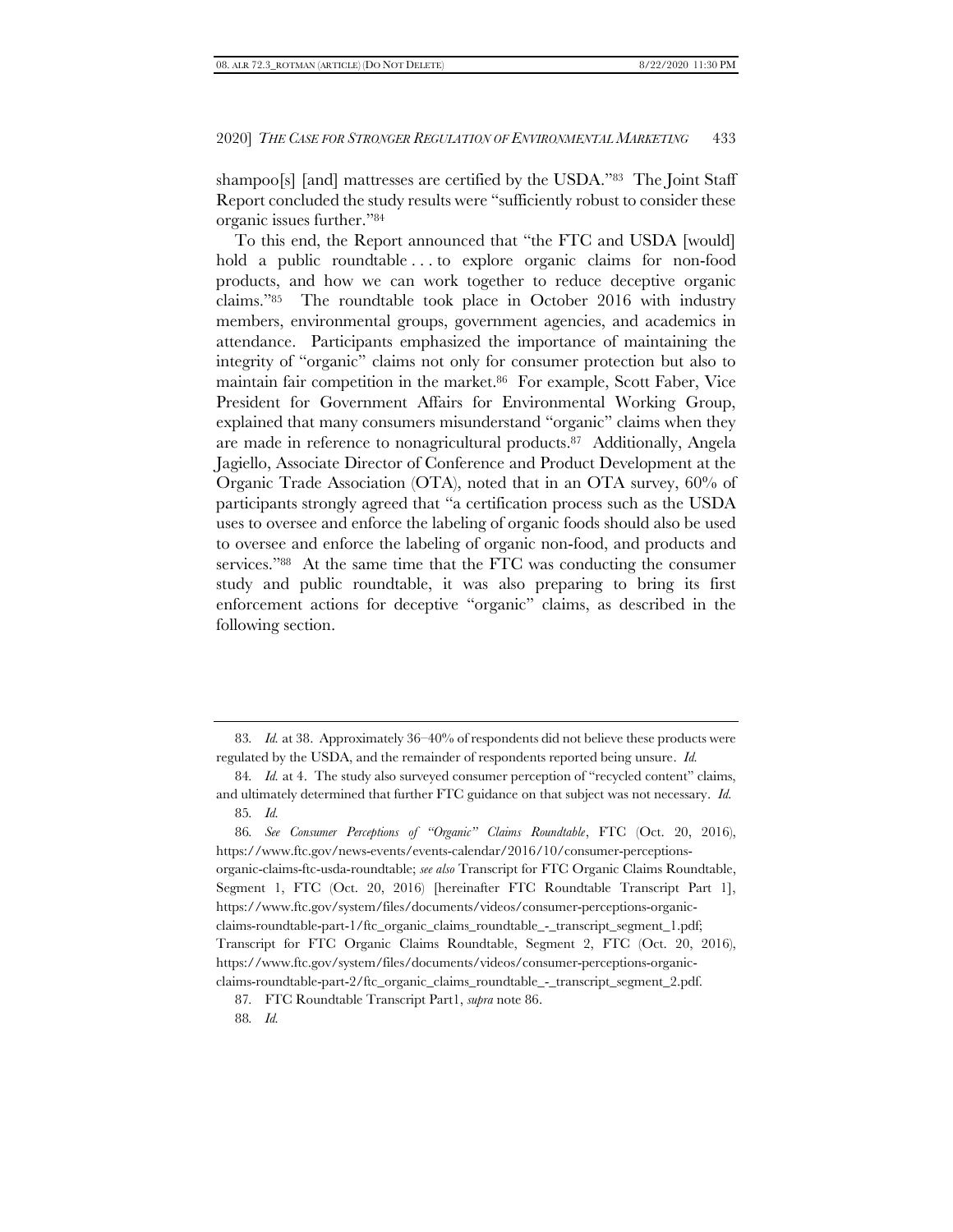shampoo[s] [and] mattresses are certified by the USDA."[83] The Joint Staff Report concluded the study results were "sufficiently robust to consider these organic issues further."[84]

To this end, the Report announced that "the FTC and USDA [would] hold a public roundtable . . . to explore organic claims for non-food products, and how we can work together to reduce deceptive organic claims."[85] The roundtable took place in October 2016 with industry members, environmental groups, government agencies, and academics in attendance. Participants emphasized the importance of maintaining the integrity of "organic" claims not only for consumer protection but also to maintain fair competition in the market.[86] For example, Scott Faber, Vice President for Government Affairs for Environmental Working Group, explained that many consumers misunderstand "organic" claims when they are made in reference to nonagricultural products.[87] Additionally, Angela Jagiello, Associate Director of Conference and Product Development at the Organic Trade Association (OTA), noted that in an OTA survey, 60% of participants strongly agreed that "a certification process such as the USDA uses to oversee and enforce the labeling of organic foods should also be used to oversee and enforce the labeling of organic non-food, and products and services."[88] At the same time that the FTC was conducting the consumer study and public roundtable, it was also preparing to bring its first enforcement actions for deceptive "organic" claims, as described in the following section.

---

83. *Id.* at 38. Approximately 36–40% of respondents did not believe these products were regulated by the USDA, and the remainder of respondents reported being unsure. *Id.*

84. *Id.* at 4. The study also surveyed consumer perception of "recycled content" claims, and ultimately determined that further FTC guidance on that subject was not necessary. *Id.*

85. *Id.*

86. *See Consumer Perceptions of "Organic" Claims Roundtable*, FTC (Oct. 20, 2016), https://www.ftc.gov/news-events/events-calendar/2016/10/consumer-perceptions-organic-claims-ftc-usda-roundtable; *see also* Transcript for FTC Organic Claims Roundtable, Segment 1, FTC (Oct. 20, 2016) [hereinafter FTC Roundtable Transcript Part 1], https://www.ftc.gov/system/files/documents/videos/consumer-perceptions-organic-claims-roundtable-part-1/ftc_organic_claims_roundtable_-_transcript_segment_1.pdf; Transcript for FTC Organic Claims Roundtable, Segment 2, FTC (Oct. 20, 2016), https://www.ftc.gov/system/files/documents/videos/consumer-perceptions-organic-claims-roundtable-part-2/ftc_organic_claims_roundtable_-_transcript_segment_2.pdf.

87. FTC Roundtable Transcript Part1, *supra* note 86.

88. *Id.*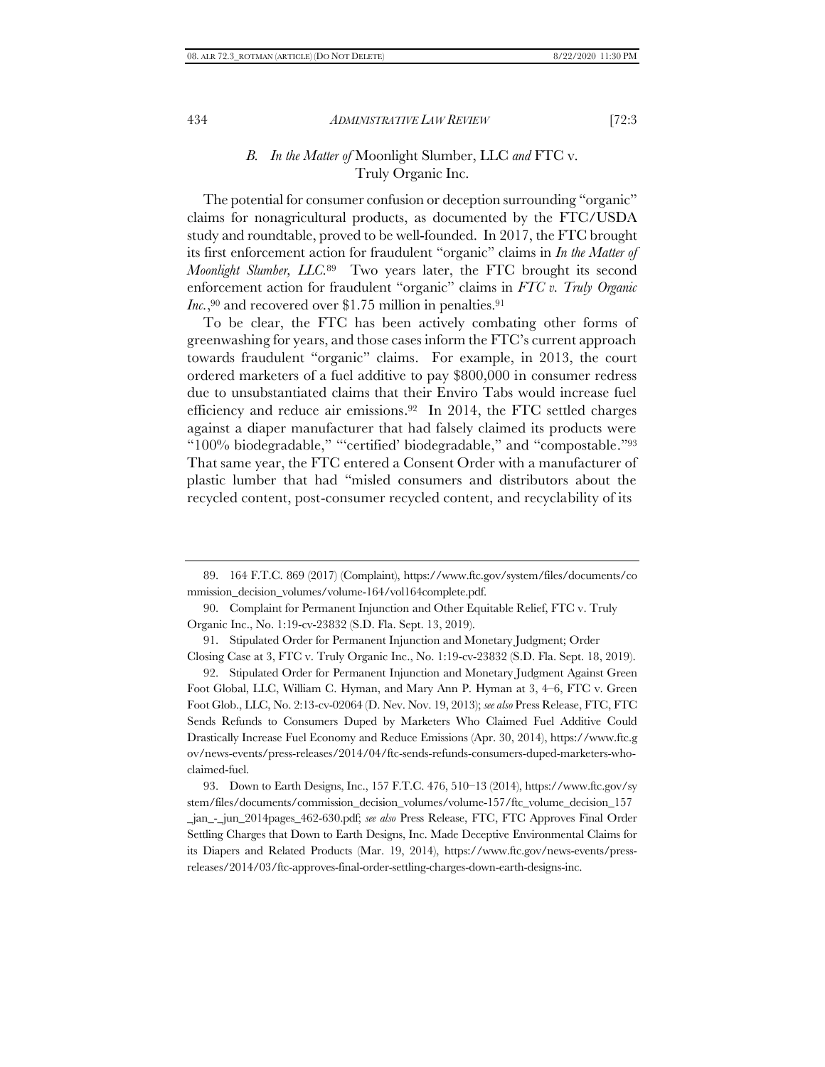### B. *In the Matter of* Moonlight Slumber, LLC *and* FTC v. Truly Organic Inc.

The potential for consumer confusion or deception surrounding "organic" claims for nonagricultural products, as documented by the FTC/USDA study and roundtable, proved to be well-founded. In 2017, the FTC brought its first enforcement action for fraudulent "organic" claims in *In the Matter of Moonlight Slumber, LLC*.[89] Two years later, the FTC brought its second enforcement action for fraudulent "organic" claims in *FTC v. Truly Organic Inc.*,[90] and recovered over $1.75 million in penalties.[91]

To be clear, the FTC has been actively combating other forms of greenwashing for years, and those cases inform the FTC's current approach towards fraudulent "organic" claims. For example, in 2013, the court ordered marketers of a fuel additive to pay $800,000 in consumer redress due to unsubstantiated claims that their Enviro Tabs would increase fuel efficiency and reduce air emissions.[92] In 2014, the FTC settled charges against a diaper manufacturer that had falsely claimed its products were "100% biodegradable," "'certified' biodegradable," and "compostable."[93] That same year, the FTC entered a Consent Order with a manufacturer of plastic lumber that had "misled consumers and distributors about the recycled content, post-consumer recycled content, and recyclability of its

---

89. 164 F.T.C. 869 (2017) (Complaint), https://www.ftc.gov/system/files/documents/commission_decision_volumes/volume-164/vol164complete.pdf.

90. Complaint for Permanent Injunction and Other Equitable Relief, FTC v. Truly Organic Inc., No. 1:19-cv-23832 (S.D. Fla. Sept. 13, 2019).

91. Stipulated Order for Permanent Injunction and Monetary Judgment; Order Closing Case at 3, FTC v. Truly Organic Inc., No. 1:19-cv-23832 (S.D. Fla. Sept. 18, 2019).

92. Stipulated Order for Permanent Injunction and Monetary Judgment Against Green Foot Global, LLC, William C. Hyman, and Mary Ann P. Hyman at 3, 4–6, FTC v. Green Foot Glob., LLC, No. 2:13-cv-02064 (D. Nev. Nov. 19, 2013); *see also* Press Release, FTC, FTC Sends Refunds to Consumers Duped by Marketers Who Claimed Fuel Additive Could Drastically Increase Fuel Economy and Reduce Emissions (Apr. 30, 2014), https://www.ftc.gov/news-events/press-releases/2014/04/ftc-sends-refunds-consumers-duped-marketers-who-claimed-fuel.

93. Down to Earth Designs, Inc., 157 F.T.C. 476, 510–13 (2014), https://www.ftc.gov/system/files/documents/commission_decision_volumes/volume-157/ftc_volume_decision_157_jan_-_jun_2014pages_462-630.pdf; *see also* Press Release, FTC, FTC Approves Final Order Settling Charges that Down to Earth Designs, Inc. Made Deceptive Environmental Claims for its Diapers and Related Products (Mar. 19, 2014), https://www.ftc.gov/news-events/press-releases/2014/03/ftc-approves-final-order-settling-charges-down-earth-designs-inc.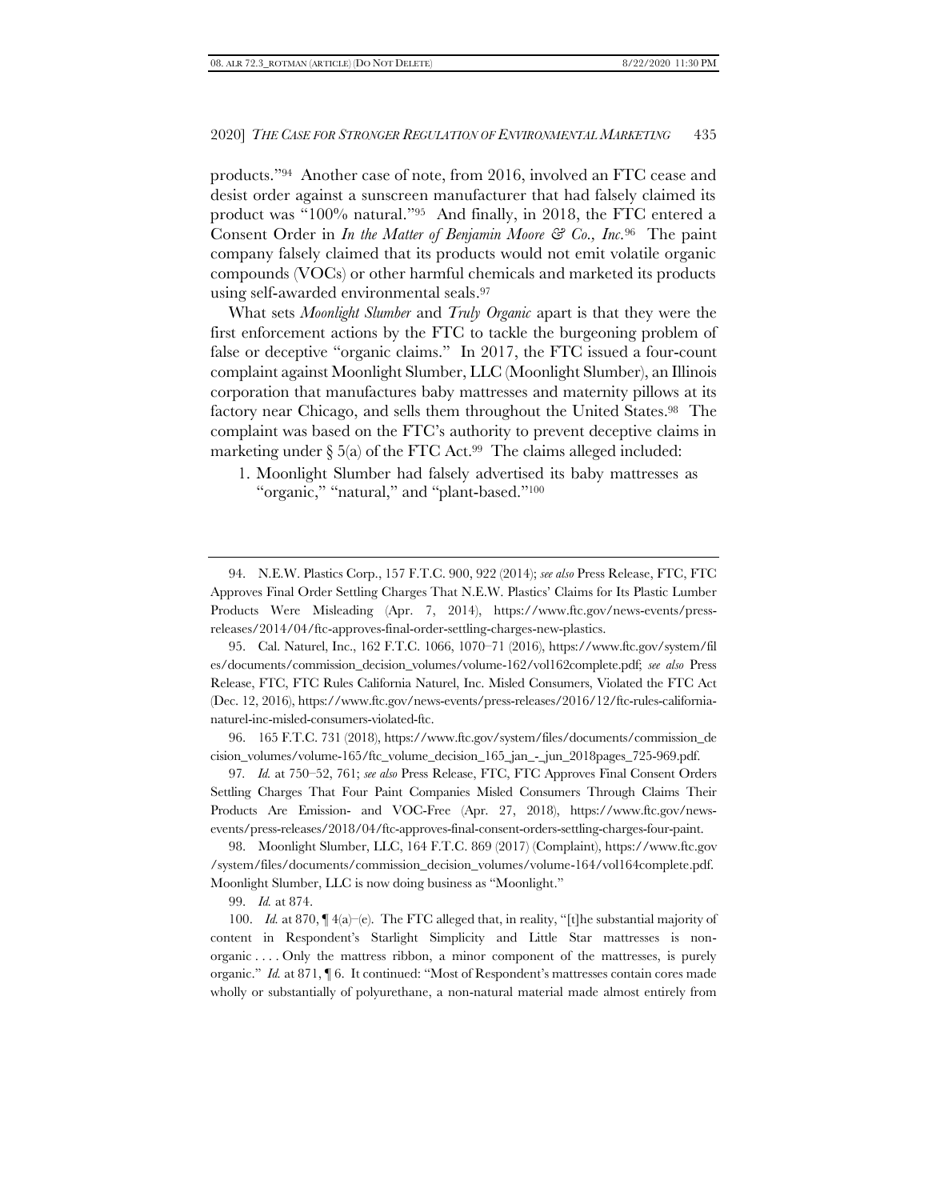products."[94] Another case of note, from 2016, involved an FTC cease and desist order against a sunscreen manufacturer that had falsely claimed its product was "100% natural."[95] And finally, in 2018, the FTC entered a Consent Order in *In the Matter of Benjamin Moore & Co., Inc.*[96] The paint company falsely claimed that its products would not emit volatile organic compounds (VOCs) or other harmful chemicals and marketed its products using self-awarded environmental seals.[97]

What sets *Moonlight Slumber* and *Truly Organic* apart is that they were the first enforcement actions by the FTC to tackle the burgeoning problem of false or deceptive "organic claims." In 2017, the FTC issued a four-count complaint against Moonlight Slumber, LLC (Moonlight Slumber), an Illinois corporation that manufactures baby mattresses and maternity pillows at its factory near Chicago, and sells them throughout the United States.[98] The complaint was based on the FTC's authority to prevent deceptive claims in marketing under § 5(a) of the FTC Act.[99] The claims alleged included:

1. Moonlight Slumber had falsely advertised its baby mattresses as "organic," "natural," and "plant-based."[100]

---

94. N.E.W. Plastics Corp., 157 F.T.C. 900, 922 (2014); *see also* Press Release, FTC, FTC Approves Final Order Settling Charges That N.E.W. Plastics' Claims for Its Plastic Lumber Products Were Misleading (Apr. 7, 2014), https://www.ftc.gov/news-events/press-releases/2014/04/ftc-approves-final-order-settling-charges-new-plastics.

95. Cal. Naturel, Inc., 162 F.T.C. 1066, 1070–71 (2016), https://www.ftc.gov/system/files/documents/commission_decision_volumes/volume-162/vol162complete.pdf; *see also* Press Release, FTC, FTC Rules California Naturel, Inc. Misled Consumers, Violated the FTC Act (Dec. 12, 2016), https://www.ftc.gov/news-events/press-releases/2016/12/ftc-rules-california-naturel-inc-misled-consumers-violated-ftc.

96. 165 F.T.C. 731 (2018), https://www.ftc.gov/system/files/documents/commission_decision_volumes/volume-165/ftc_volume_decision_165_jan_-_jun_2018pages_725-969.pdf.

97. *Id.* at 750–52, 761; *see also* Press Release, FTC, FTC Approves Final Consent Orders Settling Charges That Four Paint Companies Misled Consumers Through Claims Their Products Are Emission- and VOC-Free (Apr. 27, 2018), https://www.ftc.gov/news-events/press-releases/2018/04/ftc-approves-final-consent-orders-settling-charges-four-paint.

98. Moonlight Slumber, LLC, 164 F.T.C. 869 (2017) (Complaint), https://www.ftc.gov/system/files/documents/commission_decision_volumes/volume-164/vol164complete.pdf. Moonlight Slumber, LLC is now doing business as "Moonlight."

99. *Id.* at 874.

100. *Id.* at 870, ¶ 4(a)–(e). The FTC alleged that, in reality, "[t]he substantial majority of content in Respondent's Starlight Simplicity and Little Star mattresses is non-organic . . . . Only the mattress ribbon, a minor component of the mattresses, is purely organic." *Id.* at 871, ¶ 6. It continued: "Most of Respondent's mattresses contain cores made wholly or substantially of polyurethane, a non-natural material made almost entirely from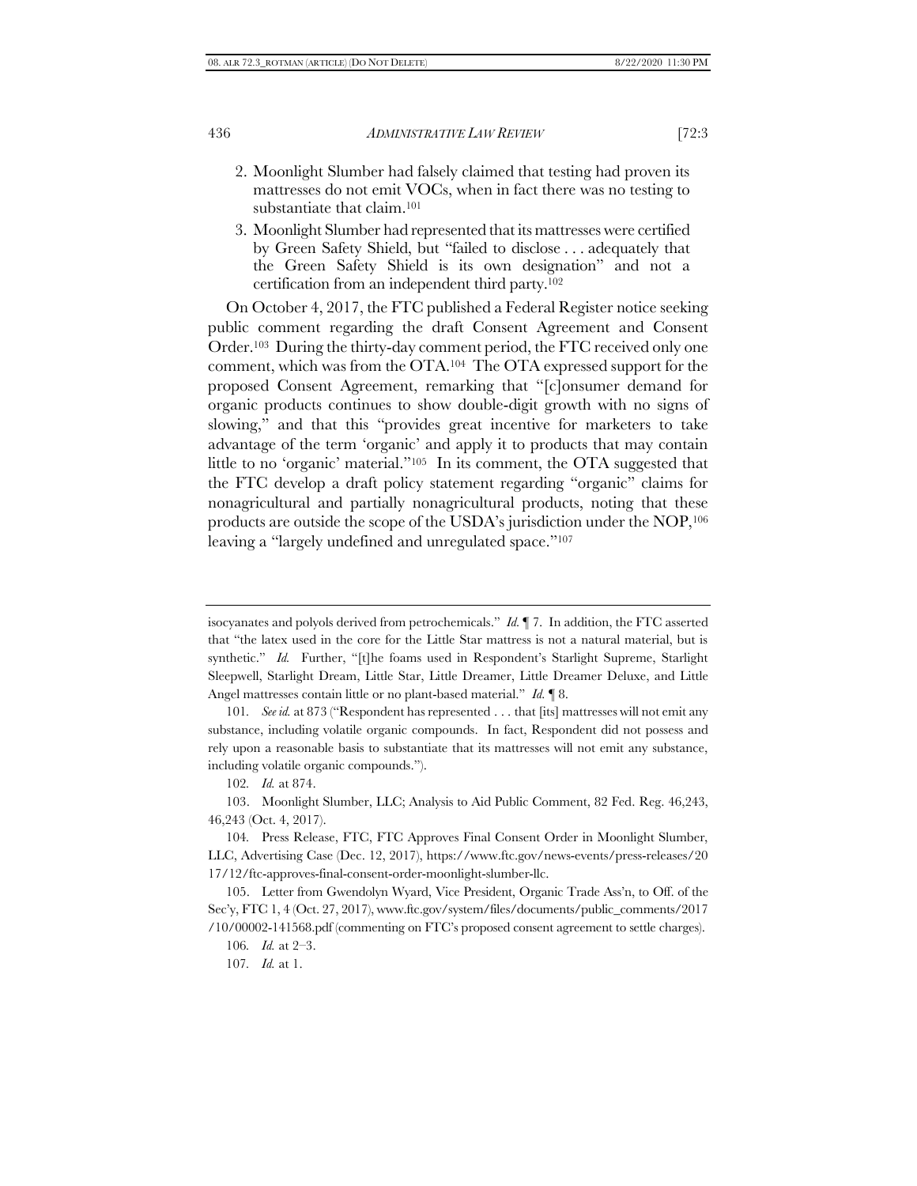2. Moonlight Slumber had falsely claimed that testing had proven its mattresses do not emit VOCs, when in fact there was no testing to substantiate that claim.[101]
3. Moonlight Slumber had represented that its mattresses were certified by Green Safety Shield, but "failed to disclose . . . adequately that the Green Safety Shield is its own designation" and not a certification from an independent third party.[102]

On October 4, 2017, the FTC published a Federal Register notice seeking public comment regarding the draft Consent Agreement and Consent Order.[103] During the thirty-day comment period, the FTC received only one comment, which was from the OTA.[104] The OTA expressed support for the proposed Consent Agreement, remarking that "[c]onsumer demand for organic products continues to show double-digit growth with no signs of slowing," and that this "provides great incentive for marketers to take advantage of the term 'organic' and apply it to products that may contain little to no 'organic' material."[105] In its comment, the OTA suggested that the FTC develop a draft policy statement regarding "organic" claims for nonagricultural and partially nonagricultural products, noting that these products are outside the scope of the USDA's jurisdiction under the NOP,[106] leaving a "largely undefined and unregulated space."[107]

---

isocyanates and polyols derived from petrochemicals." *Id.* ¶ 7. In addition, the FTC asserted that "the latex used in the core for the Little Star mattress is not a natural material, but is synthetic." *Id.* Further, "[t]he foams used in Respondent's Starlight Supreme, Starlight Sleepwell, Starlight Dream, Little Star, Little Dreamer, Little Dreamer Deluxe, and Little Angel mattresses contain little or no plant-based material." *Id.* ¶ 8.

101. *See id.* at 873 ("Respondent has represented . . . that [its] mattresses will not emit any substance, including volatile organic compounds. In fact, Respondent did not possess and rely upon a reasonable basis to substantiate that its mattresses will not emit any substance, including volatile organic compounds.").

102. *Id.* at 874.

103. Moonlight Slumber, LLC; Analysis to Aid Public Comment, 82 Fed. Reg. 46,243, 46,243 (Oct. 4, 2017).

104. Press Release, FTC, FTC Approves Final Consent Order in Moonlight Slumber, LLC, Advertising Case (Dec. 12, 2017), https://www.ftc.gov/news-events/press-releases/2017/12/ftc-approves-final-consent-order-moonlight-slumber-llc.

105. Letter from Gwendolyn Wyard, Vice President, Organic Trade Ass'n, to Off. of the Sec'y, FTC 1, 4 (Oct. 27, 2017), www.ftc.gov/system/files/documents/public_comments/2017/10/00002-141568.pdf (commenting on FTC's proposed consent agreement to settle charges).

106. *Id.* at 2–3.

107. *Id.* at 1.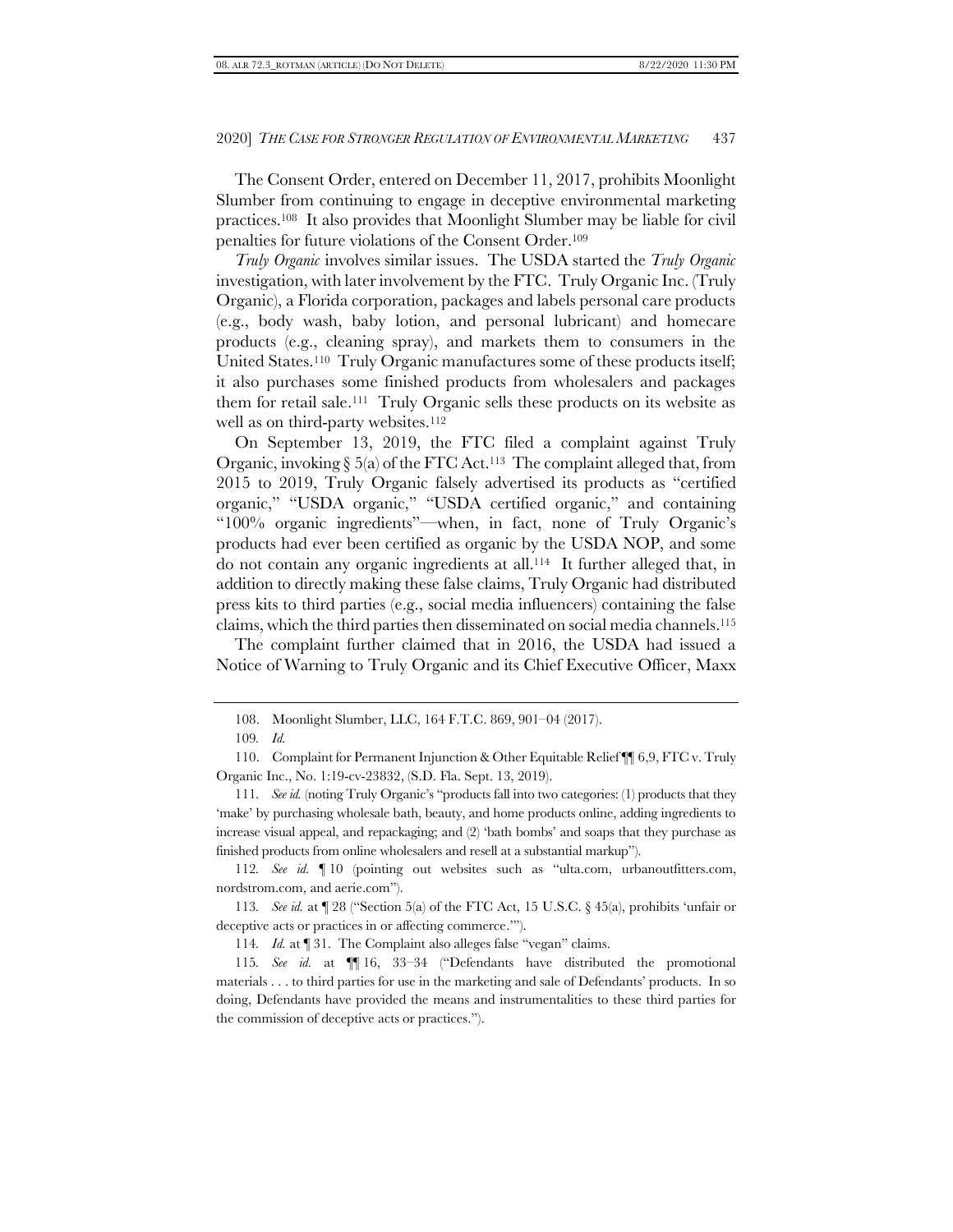The Consent Order, entered on December 11, 2017, prohibits Moonlight Slumber from continuing to engage in deceptive environmental marketing practices.[108] It also provides that Moonlight Slumber may be liable for civil penalties for future violations of the Consent Order.[109]

*Truly Organic* involves similar issues. The USDA started the *Truly Organic* investigation, with later involvement by the FTC. Truly Organic Inc. (Truly Organic), a Florida corporation, packages and labels personal care products (e.g., body wash, baby lotion, and personal lubricant) and homecare products (e.g., cleaning spray), and markets them to consumers in the United States.[110] Truly Organic manufactures some of these products itself; it also purchases some finished products from wholesalers and packages them for retail sale.[111] Truly Organic sells these products on its website as well as on third-party websites.[112]

On September 13, 2019, the FTC filed a complaint against Truly Organic, invoking § 5(a) of the FTC Act.[113] The complaint alleged that, from 2015 to 2019, Truly Organic falsely advertised its products as "certified organic," "USDA organic," "USDA certified organic," and containing "100% organic ingredients"—when, in fact, none of Truly Organic's products had ever been certified as organic by the USDA NOP, and some do not contain any organic ingredients at all.[114] It further alleged that, in addition to directly making these false claims, Truly Organic had distributed press kits to third parties (e.g., social media influencers) containing the false claims, which the third parties then disseminated on social media channels.[115]

The complaint further claimed that in 2016, the USDA had issued a Notice of Warning to Truly Organic and its Chief Executive Officer, Maxx

108. Moonlight Slumber, LLC, 164 F.T.C. 869, 901–04 (2017).

109. *Id.*

110. Complaint for Permanent Injunction & Other Equitable Relief ¶¶ 6,9, FTC v. Truly Organic Inc., No. 1:19-cv-23832, (S.D. Fla. Sept. 13, 2019).

111. *See id.* (noting Truly Organic's "products fall into two categories: (1) products that they 'make' by purchasing wholesale bath, beauty, and home products online, adding ingredients to increase visual appeal, and repackaging; and (2) 'bath bombs' and soaps that they purchase as finished products from online wholesalers and resell at a substantial markup").

112. *See id.* ¶ 10 (pointing out websites such as "ulta.com, urbanoutfitters.com, nordstrom.com, and aerie.com").

113. *See id.* at ¶ 28 ("Section 5(a) of the FTC Act, 15 U.S.C. § 45(a), prohibits 'unfair or deceptive acts or practices in or affecting commerce.'").

114. *Id.* at ¶ 31. The Complaint also alleges false "vegan" claims.

115. *See id.* at ¶¶ 16, 33–34 ("Defendants have distributed the promotional materials . . . to third parties for use in the marketing and sale of Defendants' products. In so doing, Defendants have provided the means and instrumentalities to these third parties for the commission of deceptive acts or practices.").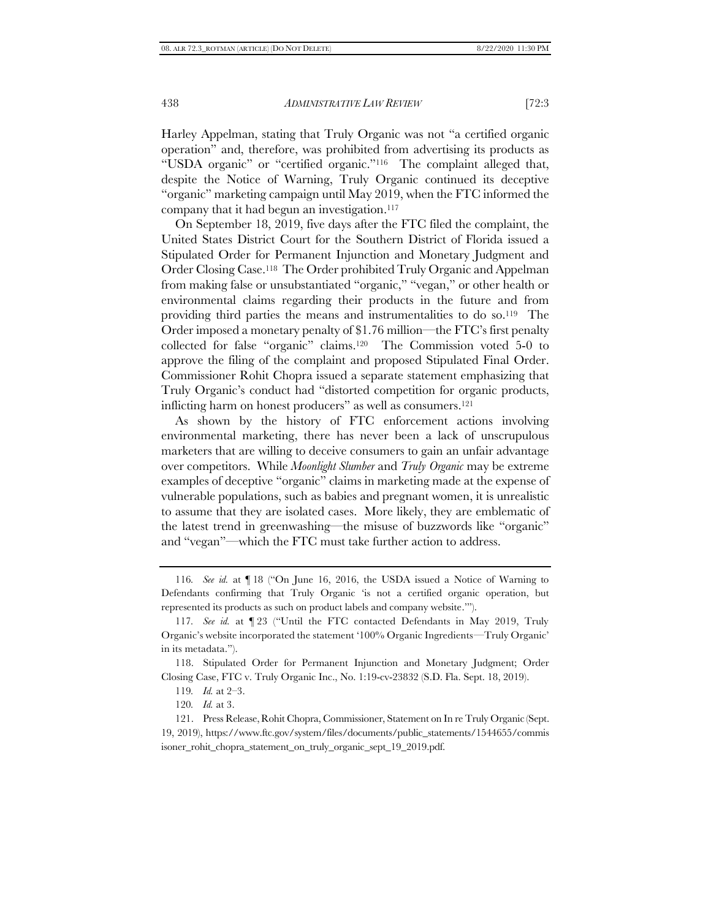Harley Appelman, stating that Truly Organic was not "a certified organic operation" and, therefore, was prohibited from advertising its products as "USDA organic" or "certified organic."[116] The complaint alleged that, despite the Notice of Warning, Truly Organic continued its deceptive "organic" marketing campaign until May 2019, when the FTC informed the company that it had begun an investigation.[117]

On September 18, 2019, five days after the FTC filed the complaint, the United States District Court for the Southern District of Florida issued a Stipulated Order for Permanent Injunction and Monetary Judgment and Order Closing Case.[118] The Order prohibited Truly Organic and Appelman from making false or unsubstantiated "organic," "vegan," or other health or environmental claims regarding their products in the future and from providing third parties the means and instrumentalities to do so.[119] The Order imposed a monetary penalty of $1.76 million—the FTC's first penalty collected for false "organic" claims.[120] The Commission voted 5-0 to approve the filing of the complaint and proposed Stipulated Final Order. Commissioner Rohit Chopra issued a separate statement emphasizing that Truly Organic's conduct had "distorted competition for organic products, inflicting harm on honest producers" as well as consumers.[121]

As shown by the history of FTC enforcement actions involving environmental marketing, there has never been a lack of unscrupulous marketers that are willing to deceive consumers to gain an unfair advantage over competitors. While *Moonlight Slumber* and *Truly Organic* may be extreme examples of deceptive "organic" claims in marketing made at the expense of vulnerable populations, such as babies and pregnant women, it is unrealistic to assume that they are isolated cases. More likely, they are emblematic of the latest trend in greenwashing—the misuse of buzzwords like "organic" and "vegan"—which the FTC must take further action to address.

---

116. *See id.* at ¶ 18 ("On June 16, 2016, the USDA issued a Notice of Warning to Defendants confirming that Truly Organic 'is not a certified organic operation, but represented its products as such on product labels and company website.'").

117. *See id.* at ¶ 23 ("Until the FTC contacted Defendants in May 2019, Truly Organic's website incorporated the statement '100% Organic Ingredients—Truly Organic' in its metadata.").

118. Stipulated Order for Permanent Injunction and Monetary Judgment; Order Closing Case, FTC v. Truly Organic Inc., No. 1:19-cv-23832 (S.D. Fla. Sept. 18, 2019).

119. *Id.* at 2–3.

120. *Id.* at 3.

121. Press Release, Rohit Chopra, Commissioner, Statement on In re Truly Organic (Sept. 19, 2019), https://www.ftc.gov/system/files/documents/public_statements/1544655/commissioner_rohit_chopra_statement_on_truly_organic_sept_19_2019.pdf.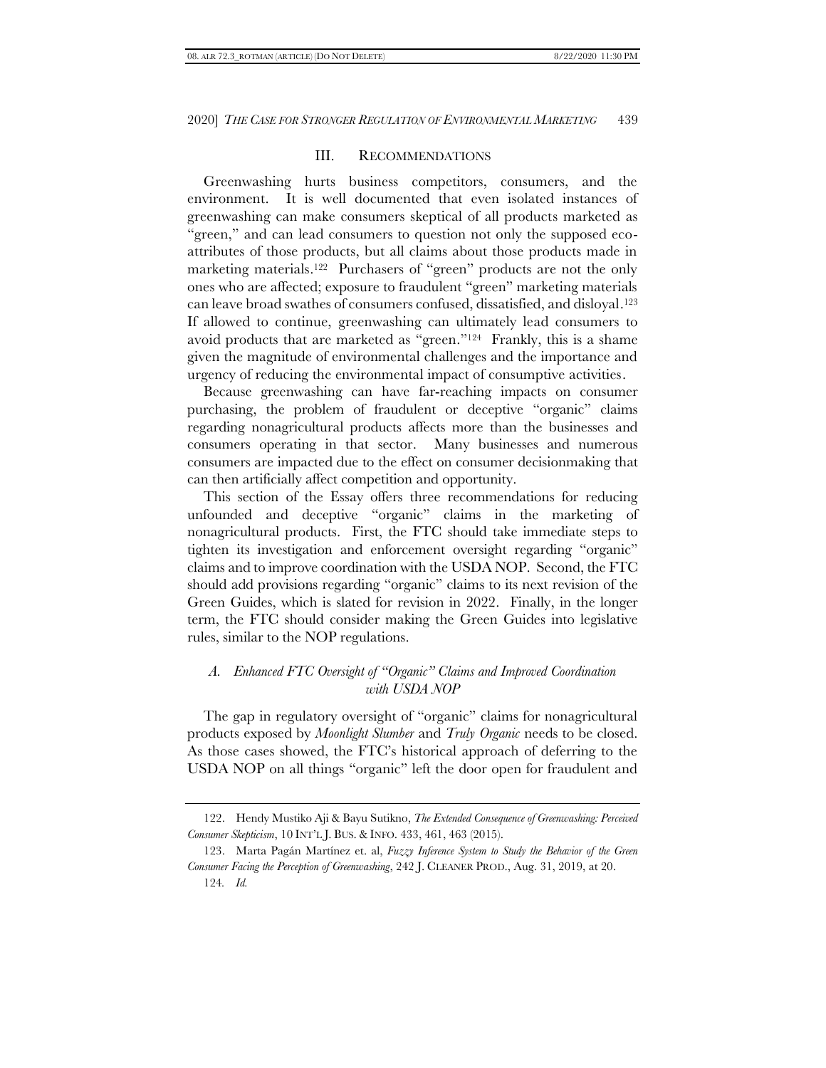## III. RECOMMENDATIONS

Greenwashing hurts business competitors, consumers, and the environment. It is well documented that even isolated instances of greenwashing can make consumers skeptical of all products marketed as "green," and can lead consumers to question not only the supposed eco-attributes of those products, but all claims about those products made in marketing materials.[122] Purchasers of "green" products are not the only ones who are affected; exposure to fraudulent "green" marketing materials can leave broad swathes of consumers confused, dissatisfied, and disloyal.[123] If allowed to continue, greenwashing can ultimately lead consumers to avoid products that are marketed as "green."[124] Frankly, this is a shame given the magnitude of environmental challenges and the importance and urgency of reducing the environmental impact of consumptive activities.

Because greenwashing can have far-reaching impacts on consumer purchasing, the problem of fraudulent or deceptive "organic" claims regarding nonagricultural products affects more than the businesses and consumers operating in that sector. Many businesses and numerous consumers are impacted due to the effect on consumer decisionmaking that can then artificially affect competition and opportunity.

This section of the Essay offers three recommendations for reducing unfounded and deceptive "organic" claims in the marketing of nonagricultural products. First, the FTC should take immediate steps to tighten its investigation and enforcement oversight regarding "organic" claims and to improve coordination with the USDA NOP. Second, the FTC should add provisions regarding "organic" claims to its next revision of the Green Guides, which is slated for revision in 2022. Finally, in the longer term, the FTC should consider making the Green Guides into legislative rules, similar to the NOP regulations.

### *A. Enhanced FTC Oversight of "Organic" Claims and Improved Coordination with USDA NOP*

The gap in regulatory oversight of "organic" claims for nonagricultural products exposed by *Moonlight Slumber* and *Truly Organic* needs to be closed. As those cases showed, the FTC's historical approach of deferring to the USDA NOP on all things "organic" left the door open for fraudulent and

---

122. Hendy Mustiko Aji & Bayu Sutikno, *The Extended Consequence of Greenwashing: Perceived Consumer Skepticism*, 10 INT'L J. BUS. & INFO. 433, 461, 463 (2015).

123. Marta Pagán Martínez et. al, *Fuzzy Inference System to Study the Behavior of the Green Consumer Facing the Perception of Greenwashing*, 242 J. CLEANER PROD., Aug. 31, 2019, at 20.

124. *Id.*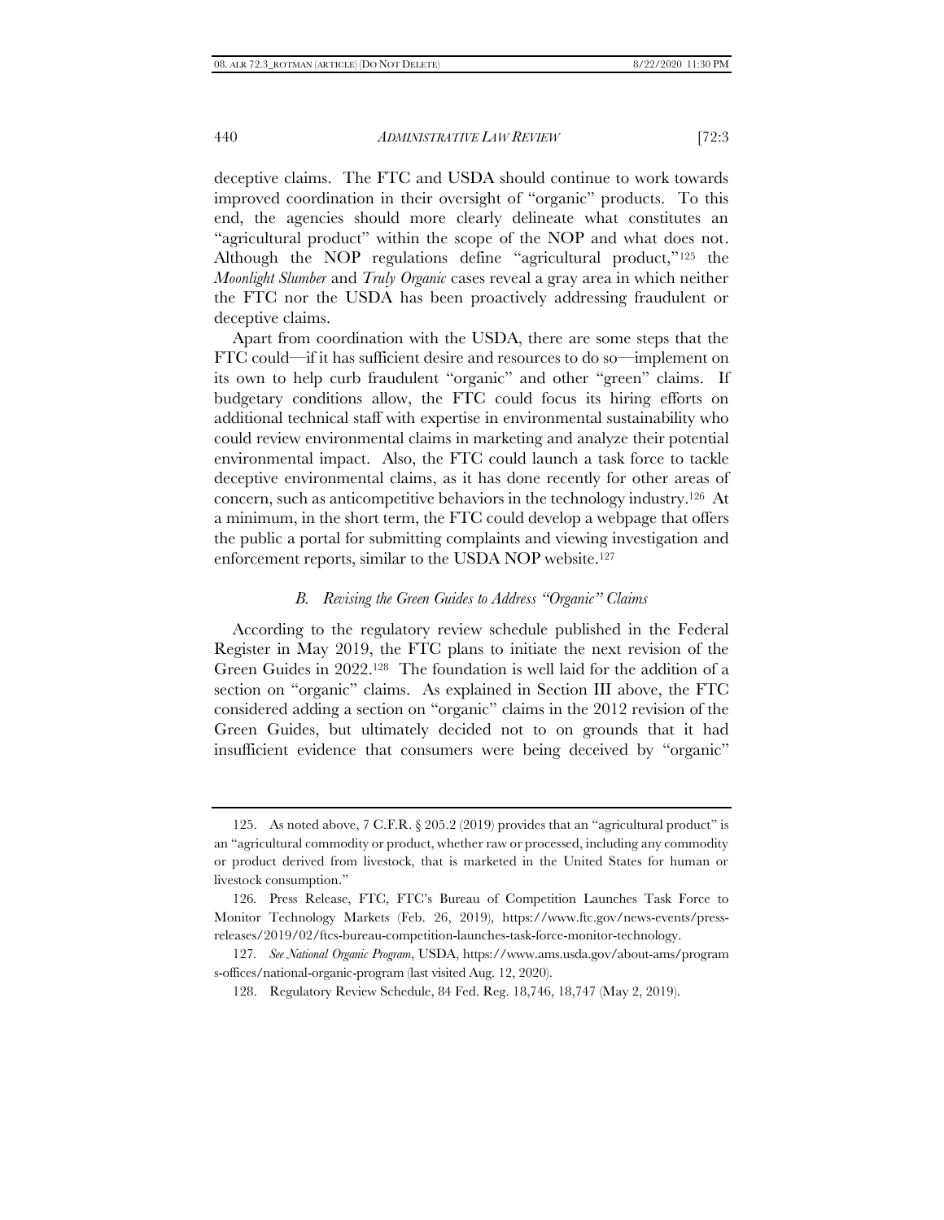deceptive claims. The FTC and USDA should continue to work towards improved coordination in their oversight of "organic" products. To this end, the agencies should more clearly delineate what constitutes an "agricultural product" within the scope of the NOP and what does not. Although the NOP regulations define "agricultural product,"[125] the *Moonlight Slumber* and *Truly Organic* cases reveal a gray area in which neither the FTC nor the USDA has been proactively addressing fraudulent or deceptive claims.

Apart from coordination with the USDA, there are some steps that the FTC could—if it has sufficient desire and resources to do so—implement on its own to help curb fraudulent "organic" and other "green" claims. If budgetary conditions allow, the FTC could focus its hiring efforts on additional technical staff with expertise in environmental sustainability who could review environmental claims in marketing and analyze their potential environmental impact. Also, the FTC could launch a task force to tackle deceptive environmental claims, as it has done recently for other areas of concern, such as anticompetitive behaviors in the technology industry.[126] At a minimum, in the short term, the FTC could develop a webpage that offers the public a portal for submitting complaints and viewing investigation and enforcement reports, similar to the USDA NOP website.[127]

### *B. Revising the Green Guides to Address "Organic" Claims*

According to the regulatory review schedule published in the Federal Register in May 2019, the FTC plans to initiate the next revision of the Green Guides in 2022.[128] The foundation is well laid for the addition of a section on "organic" claims. As explained in Section III above, the FTC considered adding a section on "organic" claims in the 2012 revision of the Green Guides, but ultimately decided not to on grounds that it had insufficient evidence that consumers were being deceived by "organic"

---

125. As noted above, 7 C.F.R. § 205.2 (2019) provides that an "agricultural product" is an "agricultural commodity or product, whether raw or processed, including any commodity or product derived from livestock, that is marketed in the United States for human or livestock consumption."

126. Press Release, FTC, FTC's Bureau of Competition Launches Task Force to Monitor Technology Markets (Feb. 26, 2019), https://www.ftc.gov/news-events/press-releases/2019/02/ftcs-bureau-competition-launches-task-force-monitor-technology.

127. *See National Organic Program*, USDA, https://www.ams.usda.gov/about-ams/programs-offices/national-organic-program (last visited Aug. 12, 2020).

128. Regulatory Review Schedule, 84 Fed. Reg. 18,746, 18,747 (May 2, 2019).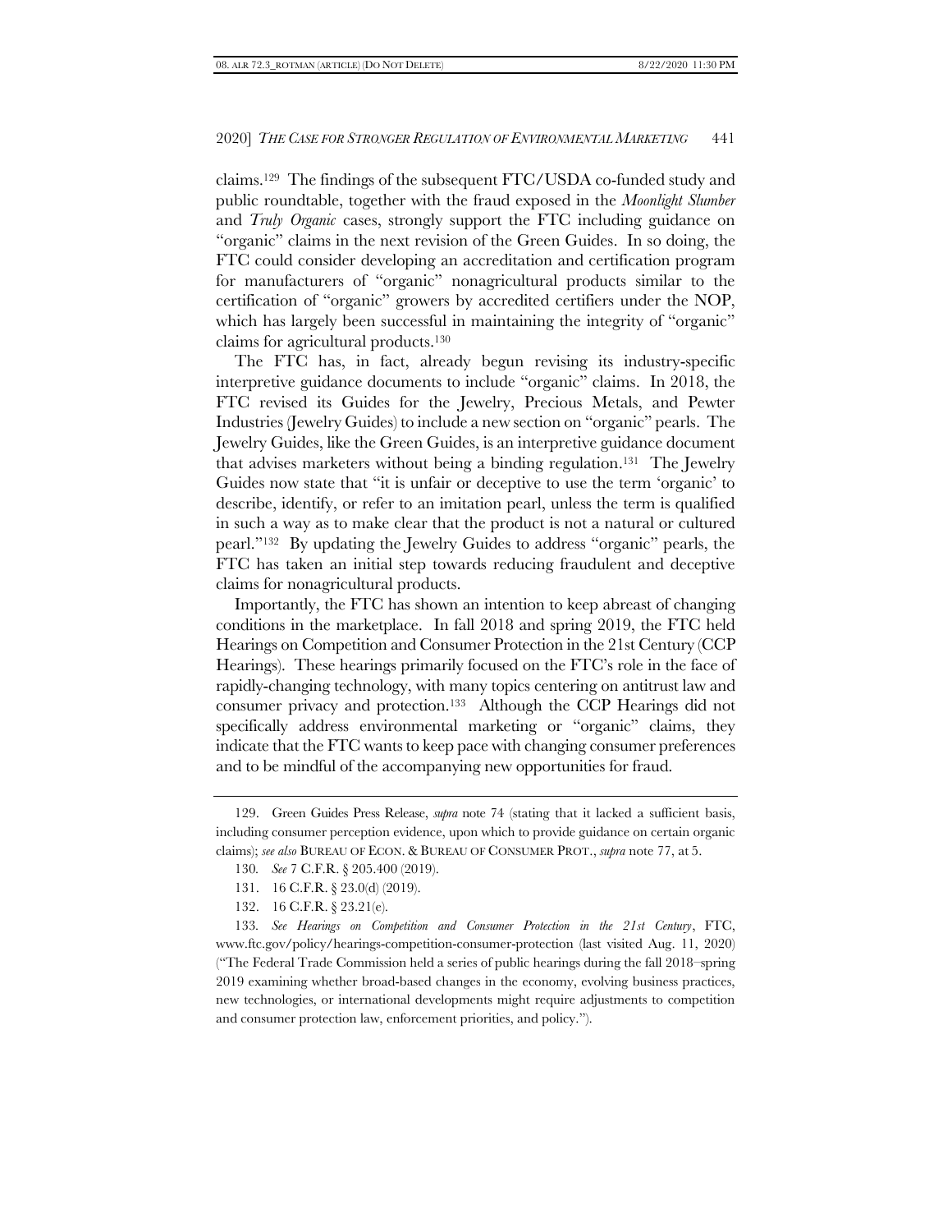claims.[129] The findings of the subsequent FTC/USDA co-funded study and public roundtable, together with the fraud exposed in the *Moonlight Slumber* and *Truly Organic* cases, strongly support the FTC including guidance on "organic" claims in the next revision of the Green Guides. In so doing, the FTC could consider developing an accreditation and certification program for manufacturers of "organic" nonagricultural products similar to the certification of "organic" growers by accredited certifiers under the NOP, which has largely been successful in maintaining the integrity of "organic" claims for agricultural products.[130]

The FTC has, in fact, already begun revising its industry-specific interpretive guidance documents to include "organic" claims. In 2018, the FTC revised its Guides for the Jewelry, Precious Metals, and Pewter Industries (Jewelry Guides) to include a new section on "organic" pearls. The Jewelry Guides, like the Green Guides, is an interpretive guidance document that advises marketers without being a binding regulation.[131] The Jewelry Guides now state that "it is unfair or deceptive to use the term 'organic' to describe, identify, or refer to an imitation pearl, unless the term is qualified in such a way as to make clear that the product is not a natural or cultured pearl."[132] By updating the Jewelry Guides to address "organic" pearls, the FTC has taken an initial step towards reducing fraudulent and deceptive claims for nonagricultural products.

Importantly, the FTC has shown an intention to keep abreast of changing conditions in the marketplace. In fall 2018 and spring 2019, the FTC held Hearings on Competition and Consumer Protection in the 21st Century (CCP Hearings). These hearings primarily focused on the FTC's role in the face of rapidly-changing technology, with many topics centering on antitrust law and consumer privacy and protection.[133] Although the CCP Hearings did not specifically address environmental marketing or "organic" claims, they indicate that the FTC wants to keep pace with changing consumer preferences and to be mindful of the accompanying new opportunities for fraud.

---

129. Green Guides Press Release, *supra* note 74 (stating that it lacked a sufficient basis, including consumer perception evidence, upon which to provide guidance on certain organic claims); *see also* BUREAU OF ECON. & BUREAU OF CONSUMER PROT., *supra* note 77, at 5.

130. *See* 7 C.F.R. § 205.400 (2019).

131. 16 C.F.R. § 23.0(d) (2019).

132. 16 C.F.R. § 23.21(e).

133. *See Hearings on Competition and Consumer Protection in the 21st Century*, FTC, www.ftc.gov/policy/hearings-competition-consumer-protection (last visited Aug. 11, 2020) ("The Federal Trade Commission held a series of public hearings during the fall 2018–spring 2019 examining whether broad-based changes in the economy, evolving business practices, new technologies, or international developments might require adjustments to competition and consumer protection law, enforcement priorities, and policy.").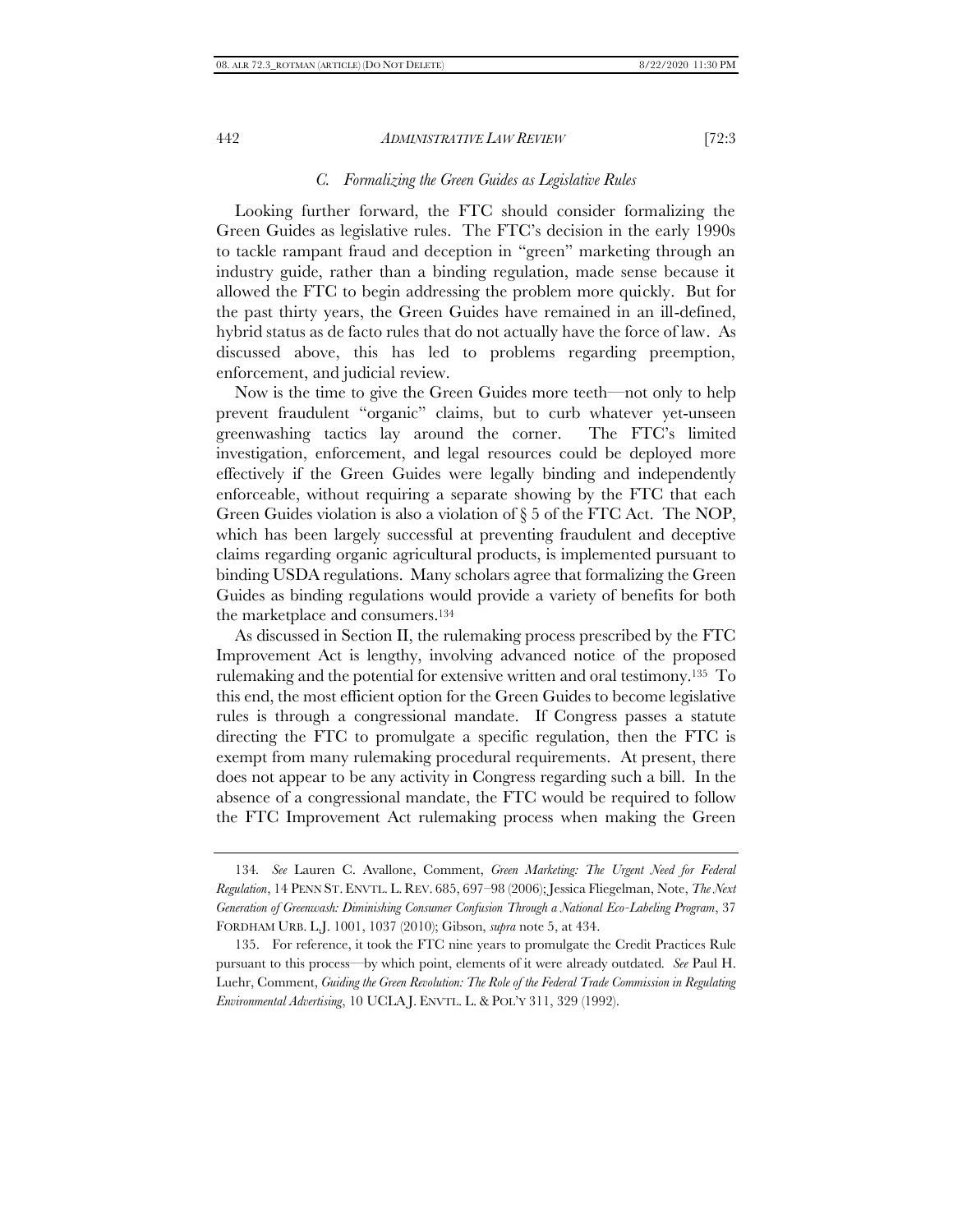### *C. Formalizing the Green Guides as Legislative Rules*

Looking further forward, the FTC should consider formalizing the Green Guides as legislative rules. The FTC's decision in the early 1990s to tackle rampant fraud and deception in "green" marketing through an industry guide, rather than a binding regulation, made sense because it allowed the FTC to begin addressing the problem more quickly. But for the past thirty years, the Green Guides have remained in an ill-defined, hybrid status as de facto rules that do not actually have the force of law. As discussed above, this has led to problems regarding preemption, enforcement, and judicial review.

Now is the time to give the Green Guides more teeth—not only to help prevent fraudulent "organic" claims, but to curb whatever yet-unseen greenwashing tactics lay around the corner. The FTC's limited investigation, enforcement, and legal resources could be deployed more effectively if the Green Guides were legally binding and independently enforceable, without requiring a separate showing by the FTC that each Green Guides violation is also a violation of § 5 of the FTC Act. The NOP, which has been largely successful at preventing fraudulent and deceptive claims regarding organic agricultural products, is implemented pursuant to binding USDA regulations. Many scholars agree that formalizing the Green Guides as binding regulations would provide a variety of benefits for both the marketplace and consumers.[134]

As discussed in Section II, the rulemaking process prescribed by the FTC Improvement Act is lengthy, involving advanced notice of the proposed rulemaking and the potential for extensive written and oral testimony.[135] To this end, the most efficient option for the Green Guides to become legislative rules is through a congressional mandate. If Congress passes a statute directing the FTC to promulgate a specific regulation, then the FTC is exempt from many rulemaking procedural requirements. At present, there does not appear to be any activity in Congress regarding such a bill. In the absence of a congressional mandate, the FTC would be required to follow the FTC Improvement Act rulemaking process when making the Green

---

134. *See* Lauren C. Avallone, Comment, *Green Marketing: The Urgent Need for Federal Regulation*, 14 PENN ST. ENVTL. L. REV. 685, 697–98 (2006); Jessica Fliegelman, Note, *The Next Generation of Greenwash: Diminishing Consumer Confusion Through a National Eco-Labeling Program*, 37 FORDHAM URB. L.J. 1001, 1037 (2010); Gibson, *supra* note 5, at 434.

135. For reference, it took the FTC nine years to promulgate the Credit Practices Rule pursuant to this process—by which point, elements of it were already outdated. *See* Paul H. Luehr, Comment, *Guiding the Green Revolution: The Role of the Federal Trade Commission in Regulating Environmental Advertising*, 10 UCLA J. ENVTL. L. & POL'Y 311, 329 (1992).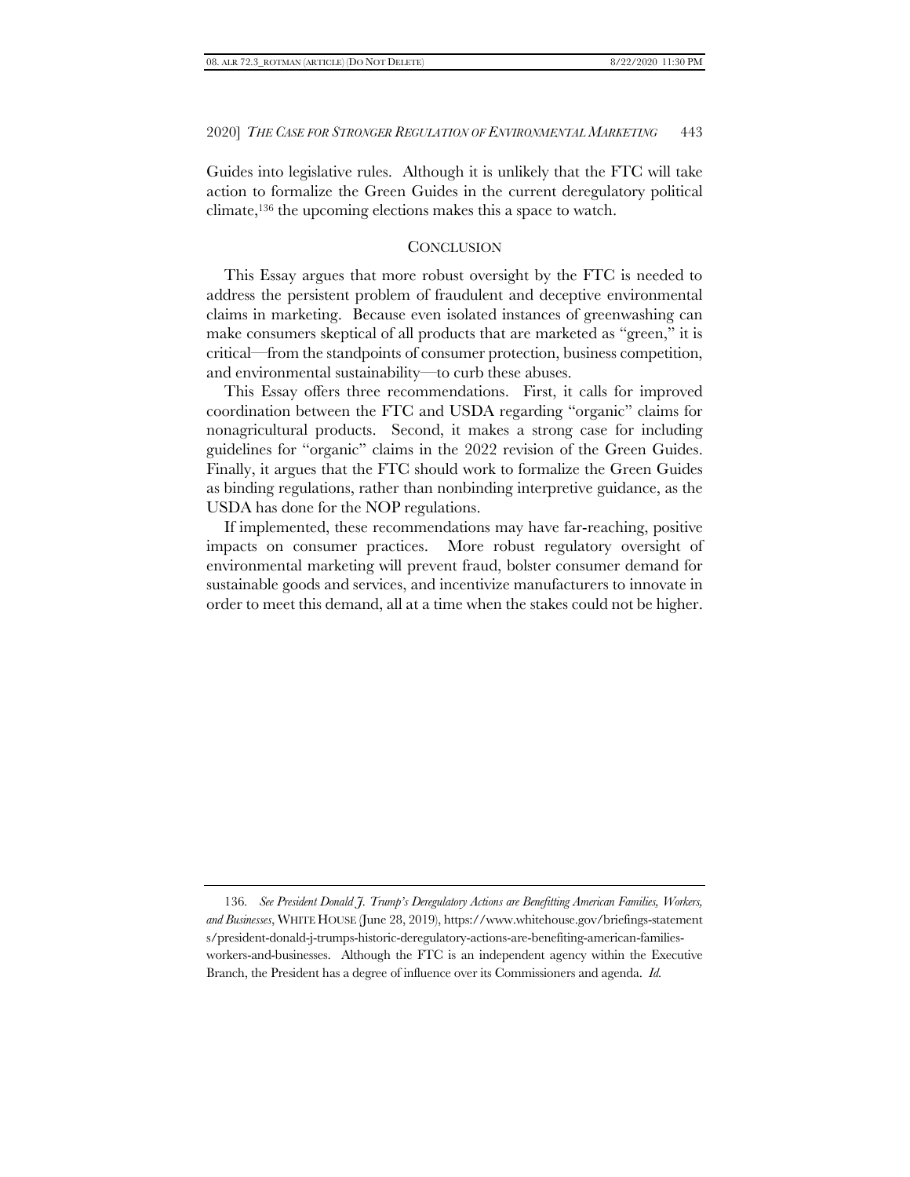Guides into legislative rules. Although it is unlikely that the FTC will take action to formalize the Green Guides in the current deregulatory political climate,[136] the upcoming elections makes this a space to watch.

## Conclusion

This Essay argues that more robust oversight by the FTC is needed to address the persistent problem of fraudulent and deceptive environmental claims in marketing. Because even isolated instances of greenwashing can make consumers skeptical of all products that are marketed as "green," it is critical—from the standpoints of consumer protection, business competition, and environmental sustainability—to curb these abuses.

This Essay offers three recommendations. First, it calls for improved coordination between the FTC and USDA regarding "organic" claims for nonagricultural products. Second, it makes a strong case for including guidelines for "organic" claims in the 2022 revision of the Green Guides. Finally, it argues that the FTC should work to formalize the Green Guides as binding regulations, rather than nonbinding interpretive guidance, as the USDA has done for the NOP regulations.

If implemented, these recommendations may have far-reaching, positive impacts on consumer practices. More robust regulatory oversight of environmental marketing will prevent fraud, bolster consumer demand for sustainable goods and services, and incentivize manufacturers to innovate in order to meet this demand, all at a time when the stakes could not be higher.

---

136. *See President Donald J. Trump's Deregulatory Actions are Benefitting American Families, Workers, and Businesses*, WHITE HOUSE (June 28, 2019), https://www.whitehouse.gov/briefings-statements/president-donald-j-trumps-historic-deregulatory-actions-are-benefiting-american-families-workers-and-businesses. Although the FTC is an independent agency within the Executive Branch, the President has a degree of influence over its Commissioners and agenda. *Id.*